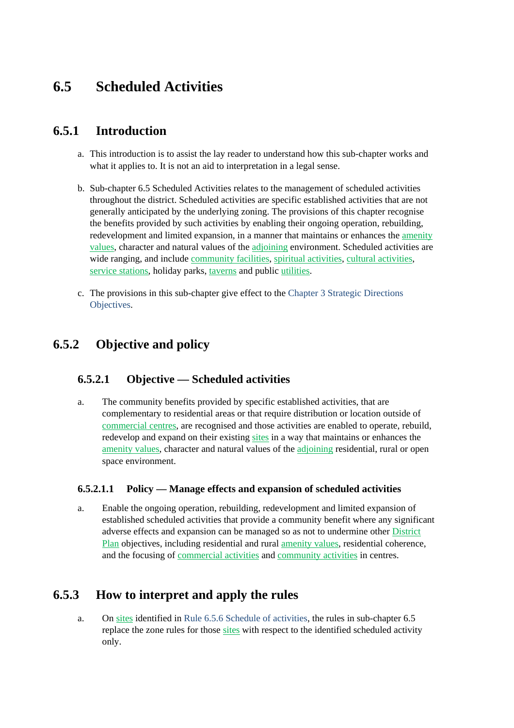# 6.5 Scheduled Activities

## 6.5.1 Introduction

a. This introduction is to assist the lay reader to understand how this sub-chapter works and what it applies to. It is not an aid to interpretation in a legal sense.

b. Sub-chapter 6.5 Scheduled Activities relates to the management of scheduled activities throughout the district. Scheduled activities are specific established activities that are not generally anticipated by the underlying zoning. The provisions of this chapter recognise the benefits provided by such activities by enabling their ongoing operation, rebuilding, redevelopment and limited expansion, in a manner that maintains or enhances the amenity values, character and natural values of the adjoining environment. Scheduled activities are wide ranging, and include community facilities, spiritual activities, cultural activities, service stations, holiday parks, taverns and public utilities.

c. The provisions in this sub-chapter give effect to the Chapter 3 Strategic Directions Objectives.

## 6.5.2 Objective and policy

### 6.5.2.1 Objective — Scheduled activities

a. The community benefits provided by specific established activities, that are complementary to residential areas or that require distribution or location outside of commercial centres, are recognised and those activities are enabled to operate, rebuild, redevelop and expand on their existing sites in a way that maintains or enhances the amenity values, character and natural values of the adjoining residential, rural or open space environment.

#### 6.5.2.1.1 Policy — Manage effects and expansion of scheduled activities

a. Enable the ongoing operation, rebuilding, redevelopment and limited expansion of established scheduled activities that provide a community benefit where any significant adverse effects and expansion can be managed so as not to undermine other District Plan objectives, including residential and rural amenity values, residential coherence, and the focusing of commercial activities and community activities in centres.

## 6.5.3 How to interpret and apply the rules

a. On sites identified in Rule 6.5.6 Schedule of activities, the rules in sub-chapter 6.5 replace the zone rules for those sites with respect to the identified scheduled activity only.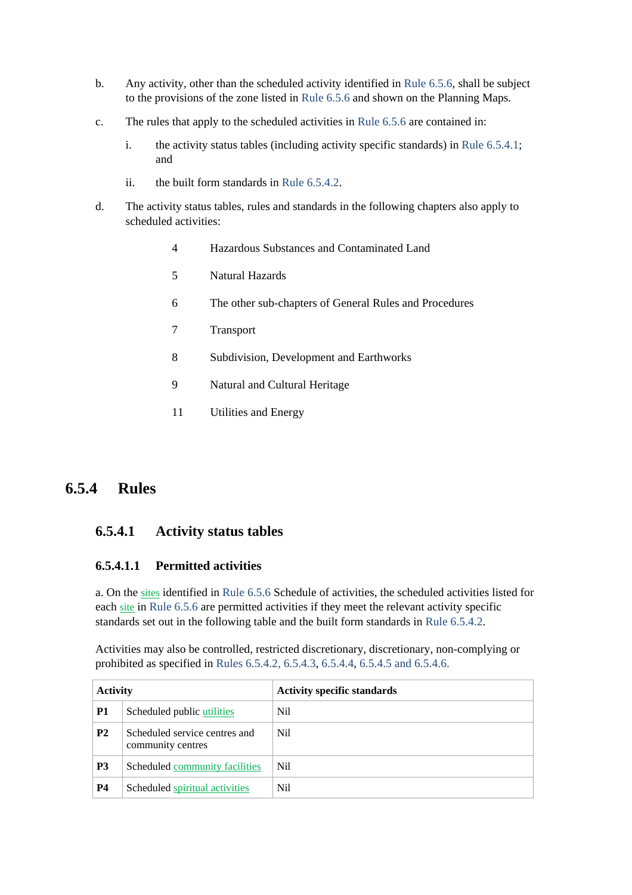b. Any activity, other than the scheduled activity identified in Rule 6.5.6, shall be subject to the provisions of the zone listed in Rule 6.5.6 and shown on the Planning Maps.

c. The rules that apply to the scheduled activities in Rule 6.5.6 are contained in:

   i. the activity status tables (including activity specific standards) in Rule 6.5.4.1; and

   ii. the built form standards in Rule 6.5.4.2.

d. The activity status tables, rules and standards in the following chapters also apply to scheduled activities:

   4 Hazardous Substances and Contaminated Land

   5 Natural Hazards

   6 The other sub-chapters of General Rules and Procedures

   7 Transport

   8 Subdivision, Development and Earthworks

   9 Natural and Cultural Heritage

   11 Utilities and Energy

## 6.5.4 Rules

### 6.5.4.1 Activity status tables

#### 6.5.4.1.1 Permitted activities

a. On the sites identified in Rule 6.5.6 Schedule of activities, the scheduled activities listed for each site in Rule 6.5.6 are permitted activities if they meet the relevant activity specific standards set out in the following table and the built form standards in Rule 6.5.4.2.

Activities may also be controlled, restricted discretionary, discretionary, non-complying or prohibited as specified in Rules 6.5.4.2, 6.5.4.3, 6.5.4.4, 6.5.4.5 and 6.5.4.6.

| Activity | | Activity specific standards |
|---|---|---|
| **P1** | Scheduled public utilities | Nil |
| **P2** | Scheduled service centres and community centres | Nil |
| **P3** | Scheduled community facilities | Nil |
| **P4** | Scheduled spiritual activities | Nil |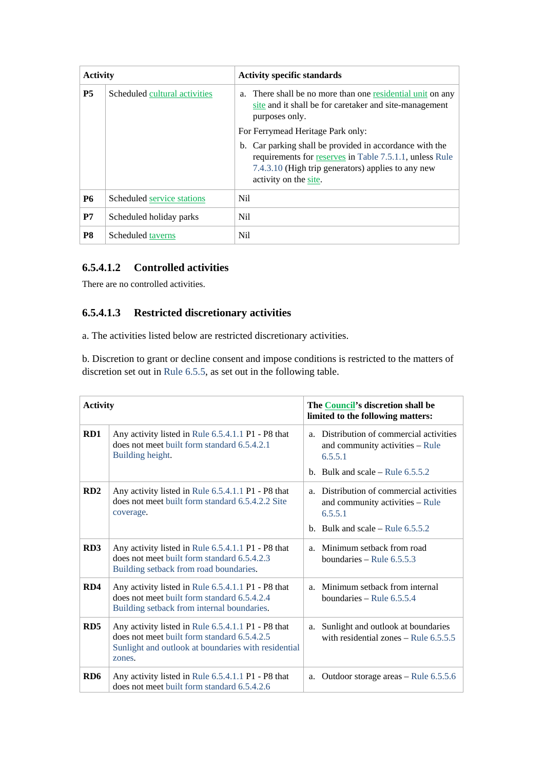| Activity | | Activity specific standards |
|---|---|---|
| **P5** | Scheduled cultural activities | a. There shall be no more than one residential unit on any site and it shall be for caretaker and site-management purposes only.<br>For Ferrymead Heritage Park only:<br>b. Car parking shall be provided in accordance with the requirements for reserves in Table 7.5.1.1, unless Rule 7.4.3.10 (High trip generators) applies to any new activity on the site. |
| **P6** | Scheduled service stations | Nil |
| **P7** | Scheduled holiday parks | Nil |
| **P8** | Scheduled taverns | Nil |

### 6.5.4.1.2 Controlled activities

There are no controlled activities.

### 6.5.4.1.3 Restricted discretionary activities

a. The activities listed below are restricted discretionary activities.

b. Discretion to grant or decline consent and impose conditions is restricted to the matters of discretion set out in Rule 6.5.5, as set out in the following table.

| Activity | | The Council's discretion shall be limited to the following matters: |
|---|---|---|
| **RD1** | Any activity listed in Rule 6.5.4.1.1 P1 - P8 that does not meet built form standard 6.5.4.2.1 Building height. | a. Distribution of commercial activities and community activities – Rule 6.5.5.1<br>b. Bulk and scale – Rule 6.5.5.2 |
| **RD2** | Any activity listed in Rule 6.5.4.1.1 P1 - P8 that does not meet built form standard 6.5.4.2.2 Site coverage. | a. Distribution of commercial activities and community activities – Rule 6.5.5.1<br>b. Bulk and scale – Rule 6.5.5.2 |
| **RD3** | Any activity listed in Rule 6.5.4.1.1 P1 - P8 that does not meet built form standard 6.5.4.2.3 Building setback from road boundaries. | a. Minimum setback from road boundaries – Rule 6.5.5.3 |
| **RD4** | Any activity listed in Rule 6.5.4.1.1 P1 - P8 that does not meet built form standard 6.5.4.2.4 Building setback from internal boundaries. | a. Minimum setback from internal boundaries – Rule 6.5.5.4 |
| **RD5** | Any activity listed in Rule 6.5.4.1.1 P1 - P8 that does not meet built form standard 6.5.4.2.5 Sunlight and outlook at boundaries with residential zones. | a. Sunlight and outlook at boundaries with residential zones – Rule 6.5.5.5 |
| **RD6** | Any activity listed in Rule 6.5.4.1.1 P1 - P8 that does not meet built form standard 6.5.4.2.6 | a. Outdoor storage areas – Rule 6.5.5.6 |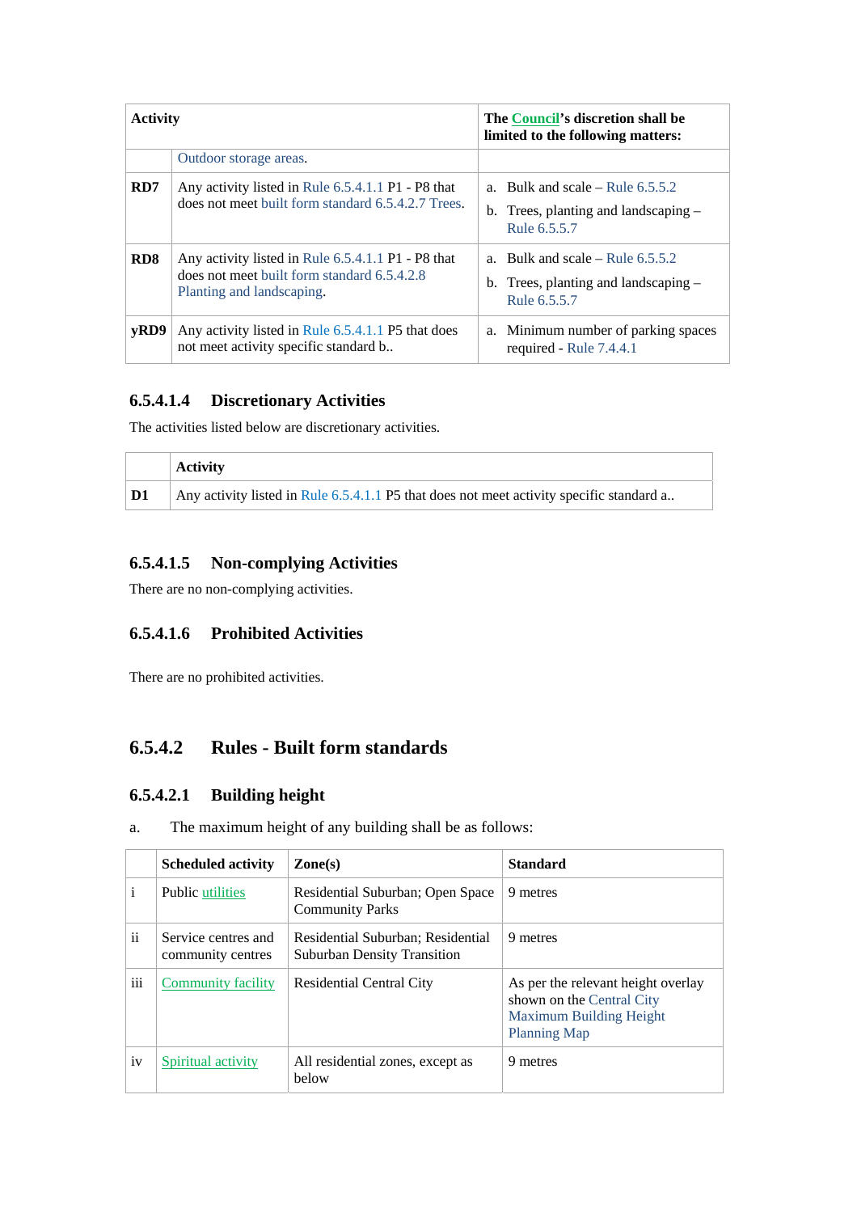| Activity | | The Council's discretion shall be limited to the following matters: |
|---|---|---|
| | Outdoor storage areas. | |
| **RD7** | Any activity listed in Rule 6.5.4.1.1 P1 - P8 that does not meet built form standard 6.5.4.2.7 Trees. | a. Bulk and scale – Rule 6.5.5.2<br>b. Trees, planting and landscaping – Rule 6.5.5.7 |
| **RD8** | Any activity listed in Rule 6.5.4.1.1 P1 - P8 that does not meet built form standard 6.5.4.2.8 Planting and landscaping. | a. Bulk and scale – Rule 6.5.5.2<br>b. Trees, planting and landscaping – Rule 6.5.5.7 |
| **yRD9** | Any activity listed in Rule 6.5.4.1.1 P5 that does not meet activity specific standard b.. | a. Minimum number of parking spaces required - Rule 7.4.4.1 |

### 6.5.4.1.4 Discretionary Activities

The activities listed below are discretionary activities.

| | Activity |
|---|---|
| **D1** | Any activity listed in Rule 6.5.4.1.1 P5 that does not meet activity specific standard a.. |

### 6.5.4.1.5 Non-complying Activities

There are no non-complying activities.

### 6.5.4.1.6 Prohibited Activities

There are no prohibited activities.

## 6.5.4.2 Rules - Built form standards

### 6.5.4.2.1 Building height

a. The maximum height of any building shall be as follows:

| | Scheduled activity | Zone(s) | Standard |
|---|---|---|---|
| i | Public utilities | Residential Suburban; Open Space Community Parks | 9 metres |
| ii | Service centres and community centres | Residential Suburban; Residential Suburban Density Transition | 9 metres |
| iii | Community facility | Residential Central City | As per the relevant height overlay shown on the Central City Maximum Building Height Planning Map |
| iv | Spiritual activity | All residential zones, except as below | 9 metres |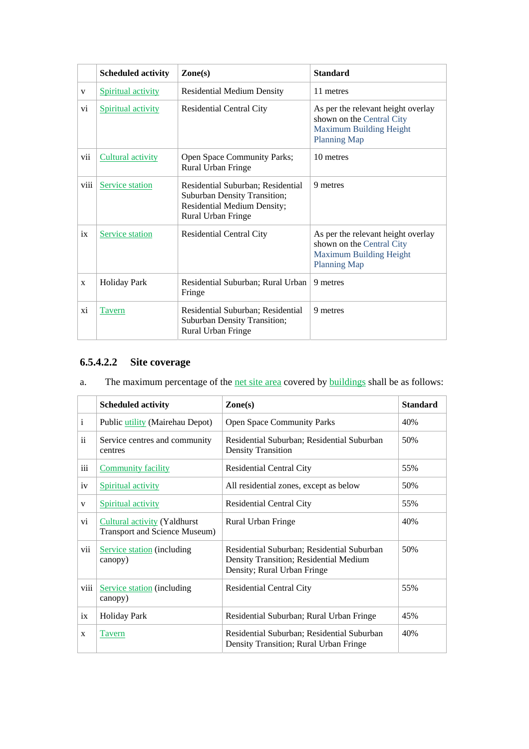| | Scheduled activity | Zone(s) | Standard |
|---|---|---|---|
| v | Spiritual activity | Residential Medium Density | 11 metres |
| vi | Spiritual activity | Residential Central City | As per the relevant height overlay shown on the Central City Maximum Building Height Planning Map |
| vii | Cultural activity | Open Space Community Parks; Rural Urban Fringe | 10 metres |
| viii | Service station | Residential Suburban; Residential Suburban Density Transition; Residential Medium Density; Rural Urban Fringe | 9 metres |
| ix | Service station | Residential Central City | As per the relevant height overlay shown on the Central City Maximum Building Height Planning Map |
| x | Holiday Park | Residential Suburban; Rural Urban Fringe | 9 metres |
| xi | Tavern | Residential Suburban; Residential Suburban Density Transition; Rural Urban Fringe | 9 metres |

### 6.5.4.2.2 Site coverage

a. The maximum percentage of the net site area covered by buildings shall be as follows:

| | Scheduled activity | Zone(s) | Standard |
|---|---|---|---|
| i | Public utility (Mairehau Depot) | Open Space Community Parks | 40% |
| ii | Service centres and community centres | Residential Suburban; Residential Suburban Density Transition | 50% |
| iii | Community facility | Residential Central City | 55% |
| iv | Spiritual activity | All residential zones, except as below | 50% |
| v | Spiritual activity | Residential Central City | 55% |
| vi | Cultural activity (Yaldhurst Transport and Science Museum) | Rural Urban Fringe | 40% |
| vii | Service station (including canopy) | Residential Suburban; Residential Suburban Density Transition; Residential Medium Density; Rural Urban Fringe | 50% |
| viii | Service station (including canopy) | Residential Central City | 55% |
| ix | Holiday Park | Residential Suburban; Rural Urban Fringe | 45% |
| x | Tavern | Residential Suburban; Residential Suburban Density Transition; Rural Urban Fringe | 40% |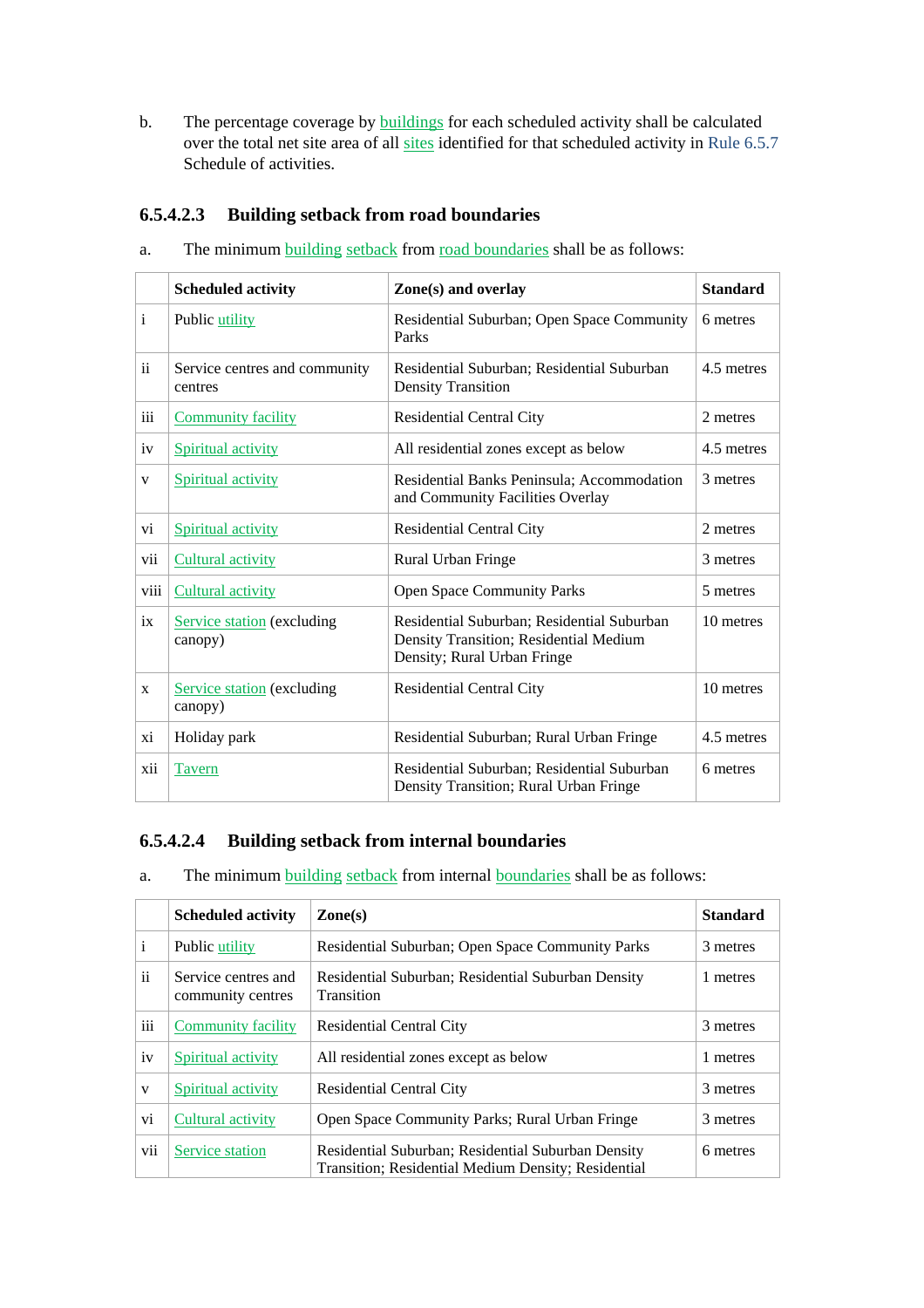b. The percentage coverage by buildings for each scheduled activity shall be calculated over the total net site area of all sites identified for that scheduled activity in Rule 6.5.7 Schedule of activities.

### 6.5.4.2.3 Building setback from road boundaries

a. The minimum building setback from road boundaries shall be as follows:

| | Scheduled activity | Zone(s) and overlay | Standard |
|---|---|---|---|
| i | Public utility | Residential Suburban; Open Space Community Parks | 6 metres |
| ii | Service centres and community centres | Residential Suburban; Residential Suburban Density Transition | 4.5 metres |
| iii | Community facility | Residential Central City | 2 metres |
| iv | Spiritual activity | All residential zones except as below | 4.5 metres |
| v | Spiritual activity | Residential Banks Peninsula; Accommodation and Community Facilities Overlay | 3 metres |
| vi | Spiritual activity | Residential Central City | 2 metres |
| vii | Cultural activity | Rural Urban Fringe | 3 metres |
| viii | Cultural activity | Open Space Community Parks | 5 metres |
| ix | Service station (excluding canopy) | Residential Suburban; Residential Suburban Density Transition; Residential Medium Density; Rural Urban Fringe | 10 metres |
| x | Service station (excluding canopy) | Residential Central City | 10 metres |
| xi | Holiday park | Residential Suburban; Rural Urban Fringe | 4.5 metres |
| xii | Tavern | Residential Suburban; Residential Suburban Density Transition; Rural Urban Fringe | 6 metres |

### 6.5.4.2.4 Building setback from internal boundaries

a. The minimum building setback from internal boundaries shall be as follows:

| | Scheduled activity | Zone(s) | Standard |
|---|---|---|---|
| i | Public utility | Residential Suburban; Open Space Community Parks | 3 metres |
| ii | Service centres and community centres | Residential Suburban; Residential Suburban Density Transition | 1 metres |
| iii | Community facility | Residential Central City | 3 metres |
| iv | Spiritual activity | All residential zones except as below | 1 metres |
| v | Spiritual activity | Residential Central City | 3 metres |
| vi | Cultural activity | Open Space Community Parks; Rural Urban Fringe | 3 metres |
| vii | Service station | Residential Suburban; Residential Suburban Density Transition; Residential Medium Density; Residential | 6 metres |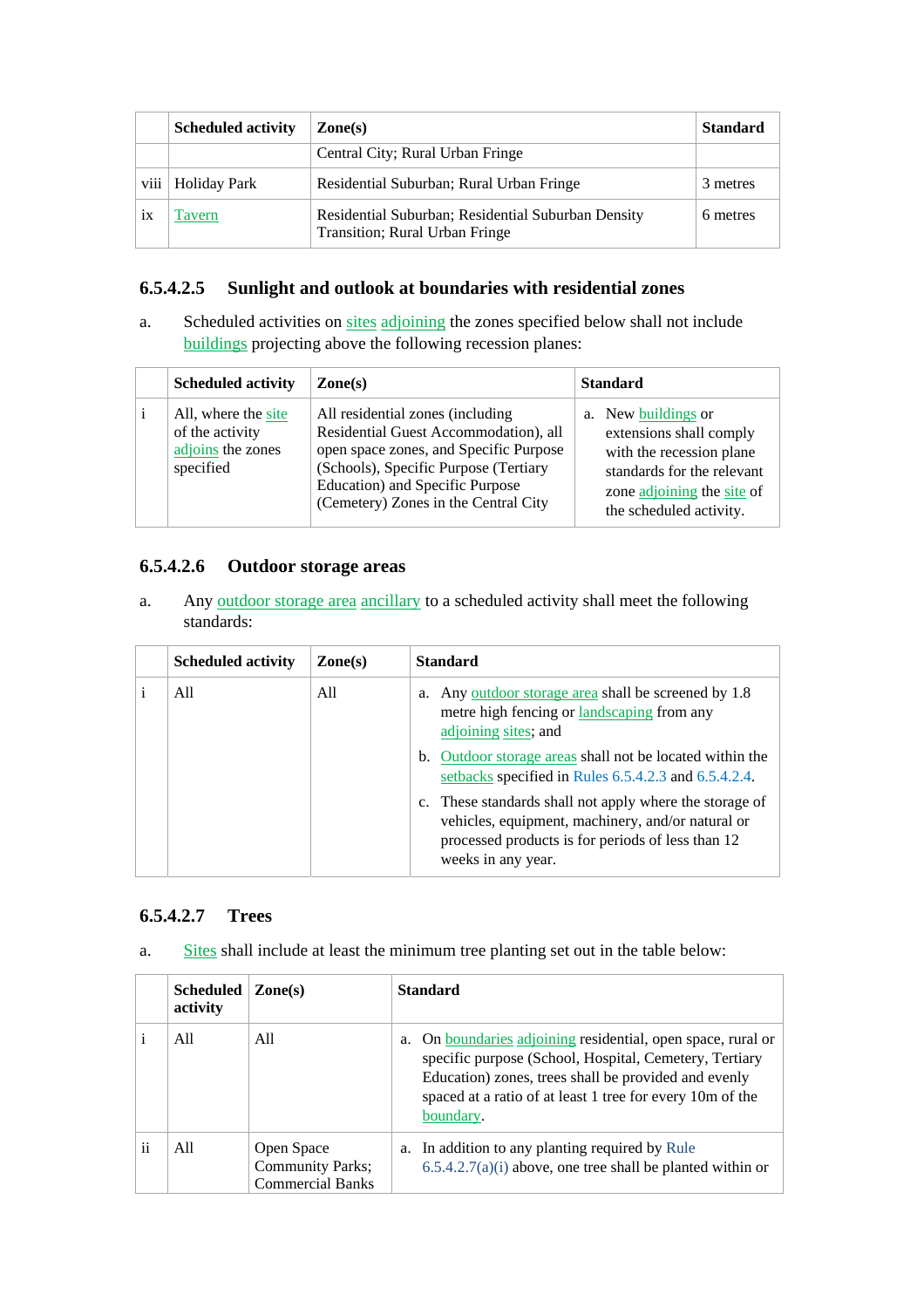| | Scheduled activity | Zone(s) | Standard |
|---|---|---|---|
| | | Central City; Rural Urban Fringe | |
| viii | Holiday Park | Residential Suburban; Rural Urban Fringe | 3 metres |
| ix | Tavern | Residential Suburban; Residential Suburban Density Transition; Rural Urban Fringe | 6 metres |

### 6.5.4.2.5 Sunlight and outlook at boundaries with residential zones

a. Scheduled activities on sites adjoining the zones specified below shall not include buildings projecting above the following recession planes:

| | Scheduled activity | Zone(s) | Standard |
|---|---|---|---|
| i | All, where the site of the activity adjoins the zones specified | All residential zones (including Residential Guest Accommodation), all open space zones, and Specific Purpose (Schools), Specific Purpose (Tertiary Education) and Specific Purpose (Cemetery) Zones in the Central City | a. New buildings or extensions shall comply with the recession plane standards for the relevant zone adjoining the site of the scheduled activity. |

### 6.5.4.2.6 Outdoor storage areas

a. Any outdoor storage area ancillary to a scheduled activity shall meet the following standards:

| | Scheduled activity | Zone(s) | Standard |
|---|---|---|---|
| i | All | All | a. Any outdoor storage area shall be screened by 1.8 metre high fencing or landscaping from any adjoining sites; and<br>b. Outdoor storage areas shall not be located within the setbacks specified in Rules 6.5.4.2.3 and 6.5.4.2.4.<br>c. These standards shall not apply where the storage of vehicles, equipment, machinery, and/or natural or processed products is for periods of less than 12 weeks in any year. |

### 6.5.4.2.7 Trees

a. Sites shall include at least the minimum tree planting set out in the table below:

| | Scheduled activity | Zone(s) | Standard |
|---|---|---|---|
| i | All | All | a. On boundaries adjoining residential, open space, rural or specific purpose (School, Hospital, Cemetery, Tertiary Education) zones, trees shall be provided and evenly spaced at a ratio of at least 1 tree for every 10m of the boundary. |
| ii | All | Open Space Community Parks; Commercial Banks | a. In addition to any planting required by Rule 6.5.4.2.7(a)(i) above, one tree shall be planted within or |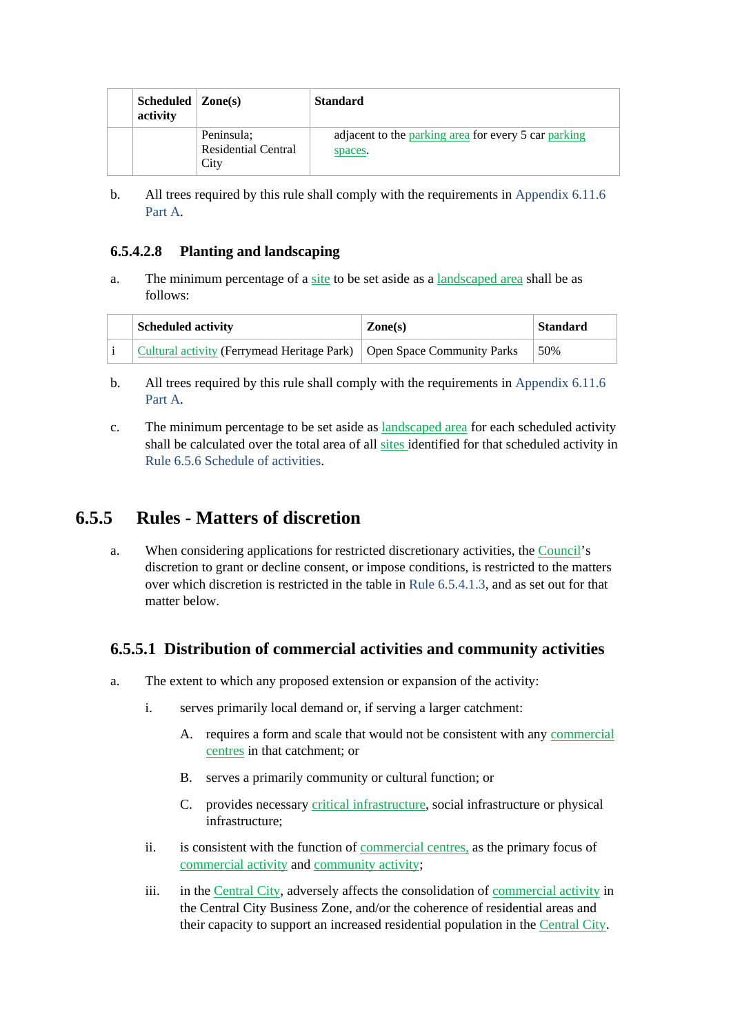| | Scheduled activity | Zone(s) | Standard |
|---|---|---|---|
| | | Peninsula; Residential Central City | adjacent to the parking area for every 5 car parking spaces. |

b. All trees required by this rule shall comply with the requirements in Appendix 6.11.6 Part A.

### 6.5.4.2.8 Planting and landscaping

a. The minimum percentage of a site to be set aside as a landscaped area shall be as follows:

| | Scheduled activity | Zone(s) | Standard |
|---|---|---|---|
| i | Cultural activity (Ferrymead Heritage Park) | Open Space Community Parks | 50% |

b. All trees required by this rule shall comply with the requirements in Appendix 6.11.6 Part A.

c. The minimum percentage to be set aside as landscaped area for each scheduled activity shall be calculated over the total area of all sites identified for that scheduled activity in Rule 6.5.6 Schedule of activities.

## 6.5.5 Rules - Matters of discretion

a. When considering applications for restricted discretionary activities, the Council's discretion to grant or decline consent, or impose conditions, is restricted to the matters over which discretion is restricted in the table in Rule 6.5.4.1.3, and as set out for that matter below.

### 6.5.5.1 Distribution of commercial activities and community activities

a. The extent to which any proposed extension or expansion of the activity:

   i. serves primarily local demand or, if serving a larger catchment:

      A. requires a form and scale that would not be consistent with any commercial centres in that catchment; or

      B. serves a primarily community or cultural function; or

      C. provides necessary critical infrastructure, social infrastructure or physical infrastructure;

   ii. is consistent with the function of commercial centres, as the primary focus of commercial activity and community activity;

   iii. in the Central City, adversely affects the consolidation of commercial activity in the Central City Business Zone, and/or the coherence of residential areas and their capacity to support an increased residential population in the Central City.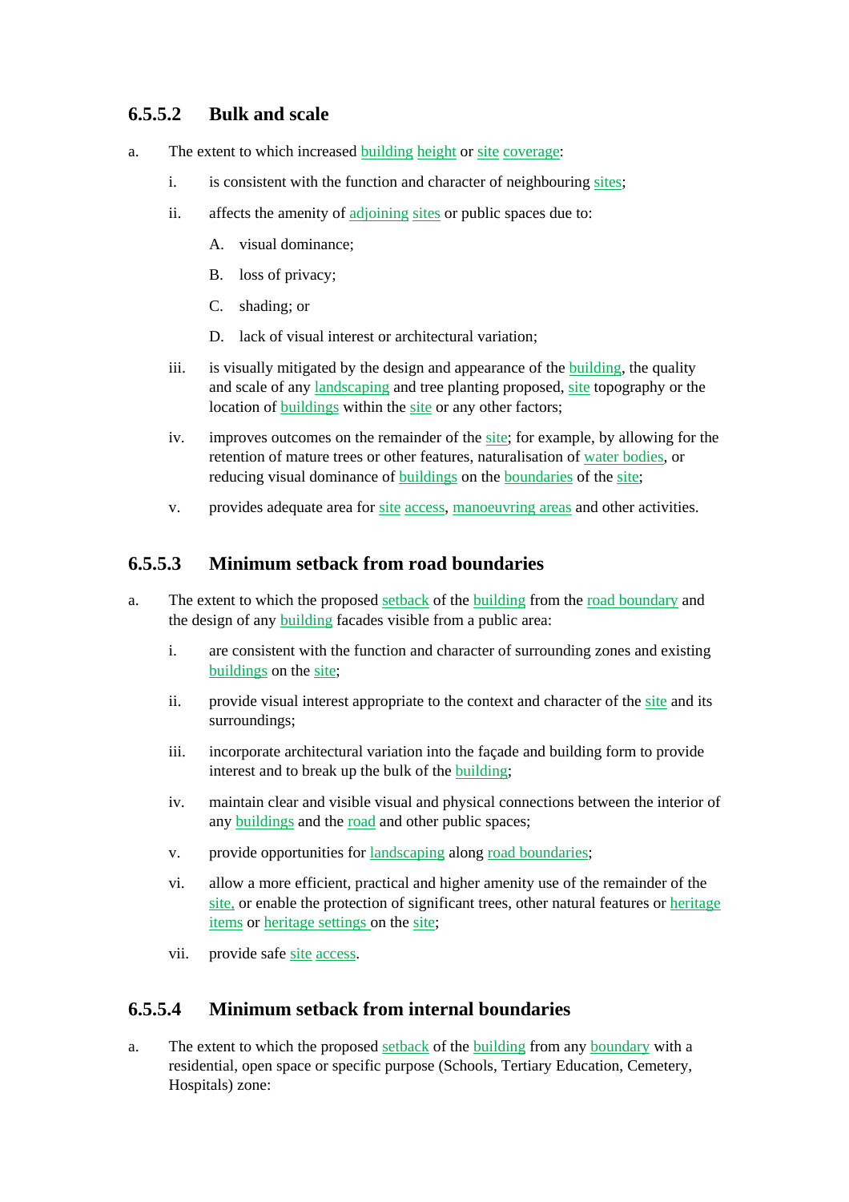### 6.5.5.2 Bulk and scale

a. The extent to which increased building height or site coverage:

   i. is consistent with the function and character of neighbouring sites;

   ii. affects the amenity of adjoining sites or public spaces due to:

      A. visual dominance;

      B. loss of privacy;

      C. shading; or

      D. lack of visual interest or architectural variation;

   iii. is visually mitigated by the design and appearance of the building, the quality and scale of any landscaping and tree planting proposed, site topography or the location of buildings within the site or any other factors;

   iv. improves outcomes on the remainder of the site; for example, by allowing for the retention of mature trees or other features, naturalisation of water bodies, or reducing visual dominance of buildings on the boundaries of the site;

   v. provides adequate area for site access, manoeuvring areas and other activities.

### 6.5.5.3 Minimum setback from road boundaries

a. The extent to which the proposed setback of the building from the road boundary and the design of any building facades visible from a public area:

   i. are consistent with the function and character of surrounding zones and existing buildings on the site;

   ii. provide visual interest appropriate to the context and character of the site and its surroundings;

   iii. incorporate architectural variation into the façade and building form to provide interest and to break up the bulk of the building;

   iv. maintain clear and visible visual and physical connections between the interior of any buildings and the road and other public spaces;

   v. provide opportunities for landscaping along road boundaries;

   vi. allow a more efficient, practical and higher amenity use of the remainder of the site, or enable the protection of significant trees, other natural features or heritage items or heritage settings on the site;

   vii. provide safe site access.

### 6.5.5.4 Minimum setback from internal boundaries

a. The extent to which the proposed setback of the building from any boundary with a residential, open space or specific purpose (Schools, Tertiary Education, Cemetery, Hospitals) zone: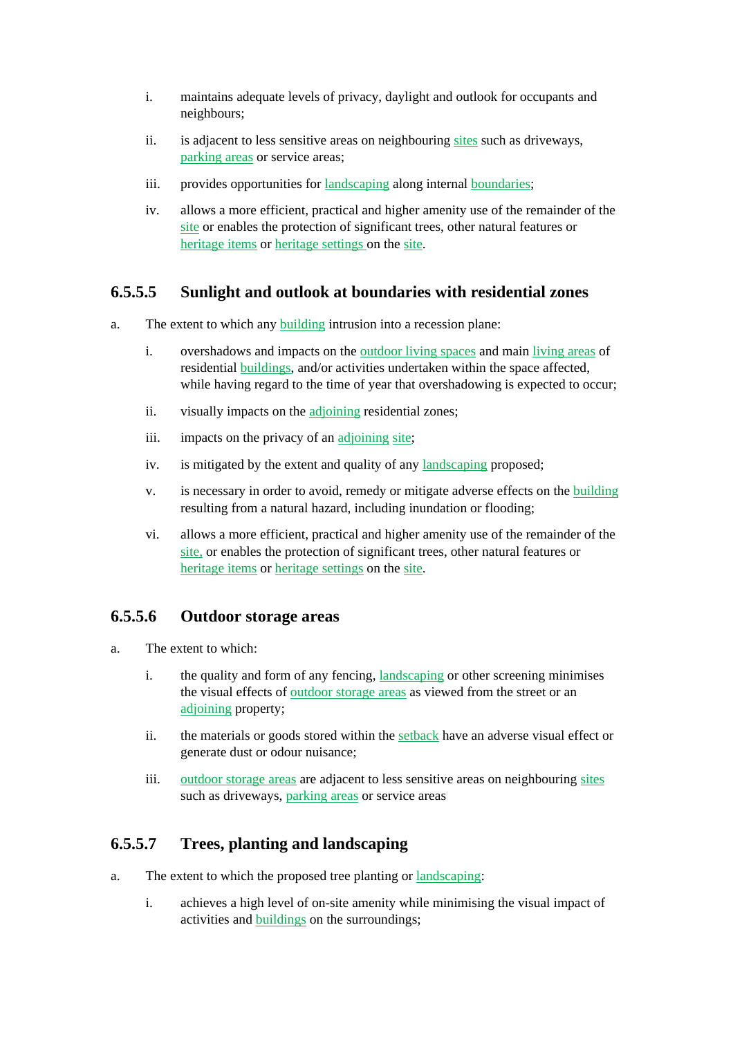i. maintains adequate levels of privacy, daylight and outlook for occupants and neighbours;

ii. is adjacent to less sensitive areas on neighbouring sites such as driveways, parking areas or service areas;

iii. provides opportunities for landscaping along internal boundaries;

iv. allows a more efficient, practical and higher amenity use of the remainder of the site or enables the protection of significant trees, other natural features or heritage items or heritage settings on the site.

### 6.5.5.5 Sunlight and outlook at boundaries with residential zones

a. The extent to which any building intrusion into a recession plane:

   i. overshadows and impacts on the outdoor living spaces and main living areas of residential buildings, and/or activities undertaken within the space affected, while having regard to the time of year that overshadowing is expected to occur;

   ii. visually impacts on the adjoining residential zones;

   iii. impacts on the privacy of an adjoining site;

   iv. is mitigated by the extent and quality of any landscaping proposed;

   v. is necessary in order to avoid, remedy or mitigate adverse effects on the building resulting from a natural hazard, including inundation or flooding;

   vi. allows a more efficient, practical and higher amenity use of the remainder of the site, or enables the protection of significant trees, other natural features or heritage items or heritage settings on the site.

### 6.5.5.6 Outdoor storage areas

a. The extent to which:

   i. the quality and form of any fencing, landscaping or other screening minimises the visual effects of outdoor storage areas as viewed from the street or an adjoining property;

   ii. the materials or goods stored within the setback have an adverse visual effect or generate dust or odour nuisance;

   iii. outdoor storage areas are adjacent to less sensitive areas on neighbouring sites such as driveways, parking areas or service areas

### 6.5.5.7 Trees, planting and landscaping

a. The extent to which the proposed tree planting or landscaping:

   i. achieves a high level of on-site amenity while minimising the visual impact of activities and buildings on the surroundings;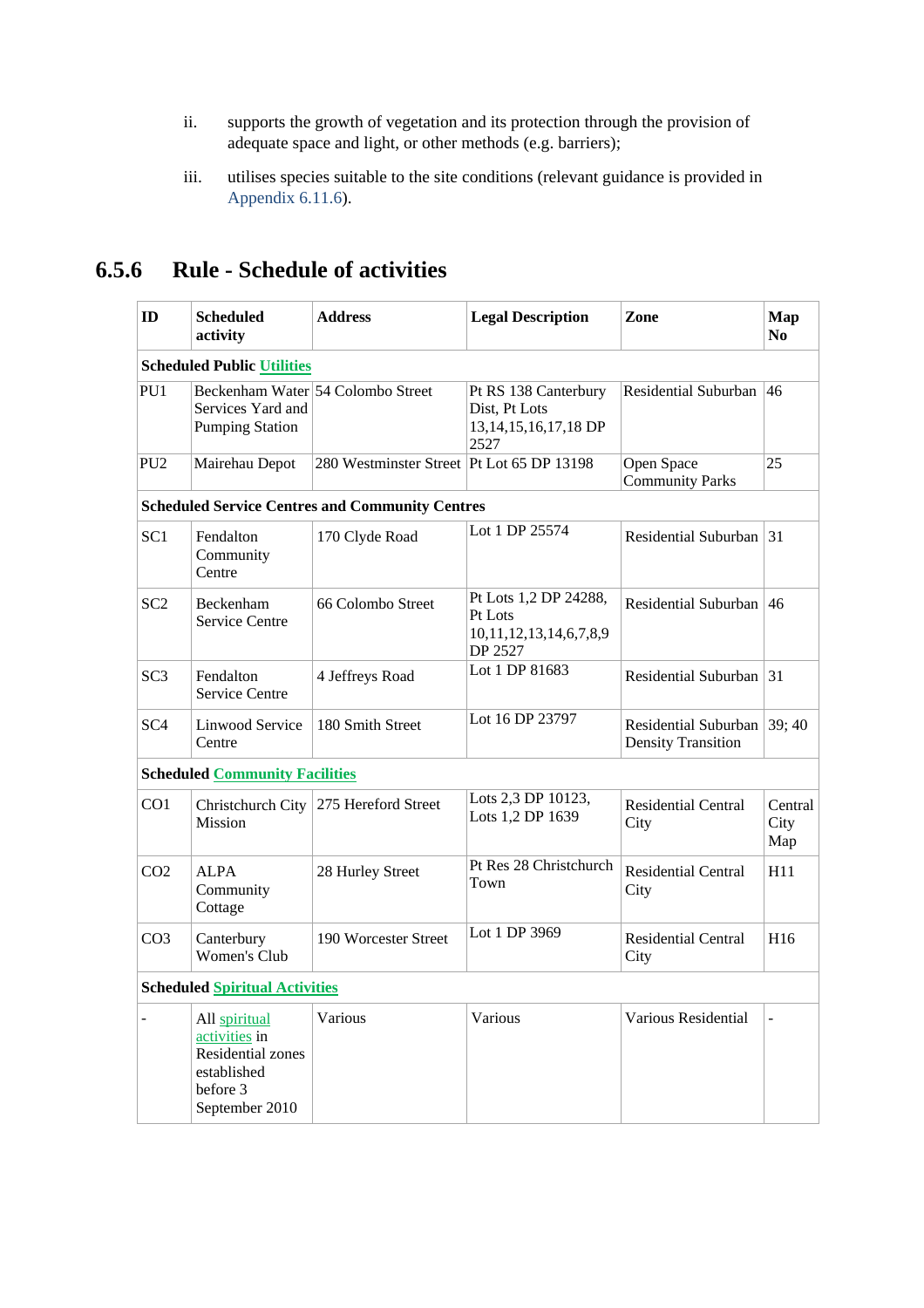ii. supports the growth of vegetation and its protection through the provision of adequate space and light, or other methods (e.g. barriers);

iii. utilises species suitable to the site conditions (relevant guidance is provided in Appendix 6.11.6).

## 6.5.6 Rule - Schedule of activities

| ID | Scheduled activity | Address | Legal Description | Zone | Map No |
|---|---|---|---|---|---|
| **Scheduled Public Utilities** | | | | | |
| PU1 | Beckenham Water Services Yard and Pumping Station | 54 Colombo Street | Pt RS 138 Canterbury Dist, Pt Lots 13,14,15,16,17,18 DP 2527 | Residential Suburban | 46 |
| PU2 | Mairehau Depot | 280 Westminster Street | Pt Lot 65 DP 13198 | Open Space Community Parks | 25 |
| **Scheduled Service Centres and Community Centres** | | | | | |
| SC1 | Fendalton Community Centre | 170 Clyde Road | Lot 1 DP 25574 | Residential Suburban | 31 |
| SC2 | Beckenham Service Centre | 66 Colombo Street | Pt Lots 1,2 DP 24288, Pt Lots 10,11,12,13,14,6,7,8,9 DP 2527 | Residential Suburban | 46 |
| SC3 | Fendalton Service Centre | 4 Jeffreys Road | Lot 1 DP 81683 | Residential Suburban | 31 |
| SC4 | Linwood Service Centre | 180 Smith Street | Lot 16 DP 23797 | Residential Suburban Density Transition | 39; 40 |
| **Scheduled Community Facilities** | | | | | |
| CO1 | Christchurch City Mission | 275 Hereford Street | Lots 2,3 DP 10123, Lots 1,2 DP 1639 | Residential Central City | Central City Map |
| CO2 | ALPA Community Cottage | 28 Hurley Street | Pt Res 28 Christchurch Town | Residential Central City | H11 |
| CO3 | Canterbury Women's Club | 190 Worcester Street | Lot 1 DP 3969 | Residential Central City | H16 |
| **Scheduled Spiritual Activities** | | | | | |
| - | All spiritual activities in Residential zones established before 3 September 2010 | Various | Various | Various Residential | - |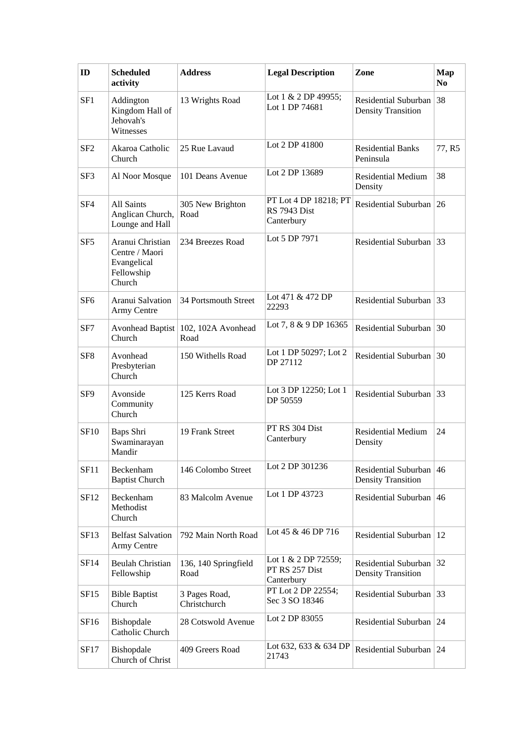| ID | Scheduled activity | Address | Legal Description | Zone | Map No |
|---|---|---|---|---|---|
| SF1 | Addington Kingdom Hall of Jehovah's Witnesses | 13 Wrights Road | Lot 1 & 2 DP 49955; Lot 1 DP 74681 | Residential Suburban Density Transition | 38 |
| SF2 | Akaroa Catholic Church | 25 Rue Lavaud | Lot 2 DP 41800 | Residential Banks Peninsula | 77, R5 |
| SF3 | Al Noor Mosque | 101 Deans Avenue | Lot 2 DP 13689 | Residential Medium Density | 38 |
| SF4 | All Saints Anglican Church, Lounge and Hall | 305 New Brighton Road | PT Lot 4 DP 18218; PT RS 7943 Dist Canterbury | Residential Suburban | 26 |
| SF5 | Aranui Christian Centre / Maori Evangelical Fellowship Church | 234 Breezes Road | Lot 5 DP 7971 | Residential Suburban | 33 |
| SF6 | Aranui Salvation Army Centre | 34 Portsmouth Street | Lot 471 & 472 DP 22293 | Residential Suburban | 33 |
| SF7 | Avonhead Baptist Church | 102, 102A Avonhead Road | Lot 7, 8 & 9 DP 16365 | Residential Suburban | 30 |
| SF8 | Avonhead Presbyterian Church | 150 Withells Road | Lot 1 DP 50297; Lot 2 DP 27112 | Residential Suburban | 30 |
| SF9 | Avonside Community Church | 125 Kerrs Road | Lot 3 DP 12250; Lot 1 DP 50559 | Residential Suburban | 33 |
| SF10 | Baps Shri Swaminarayan Mandir | 19 Frank Street | PT RS 304 Dist Canterbury | Residential Medium Density | 24 |
| SF11 | Beckenham Baptist Church | 146 Colombo Street | Lot 2 DP 301236 | Residential Suburban Density Transition | 46 |
| SF12 | Beckenham Methodist Church | 83 Malcolm Avenue | Lot 1 DP 43723 | Residential Suburban | 46 |
| SF13 | Belfast Salvation Army Centre | 792 Main North Road | Lot 45 & 46 DP 716 | Residential Suburban | 12 |
| SF14 | Beulah Christian Fellowship | 136, 140 Springfield Road | Lot 1 & 2 DP 72559; PT RS 257 Dist Canterbury | Residential Suburban Density Transition | 32 |
| SF15 | Bible Baptist Church | 3 Pages Road, Christchurch | PT Lot 2 DP 22554; Sec 3 SO 18346 | Residential Suburban | 33 |
| SF16 | Bishopdale Catholic Church | 28 Cotswold Avenue | Lot 2 DP 83055 | Residential Suburban | 24 |
| SF17 | Bishopdale Church of Christ | 409 Greers Road | Lot 632, 633 & 634 DP 21743 | Residential Suburban | 24 |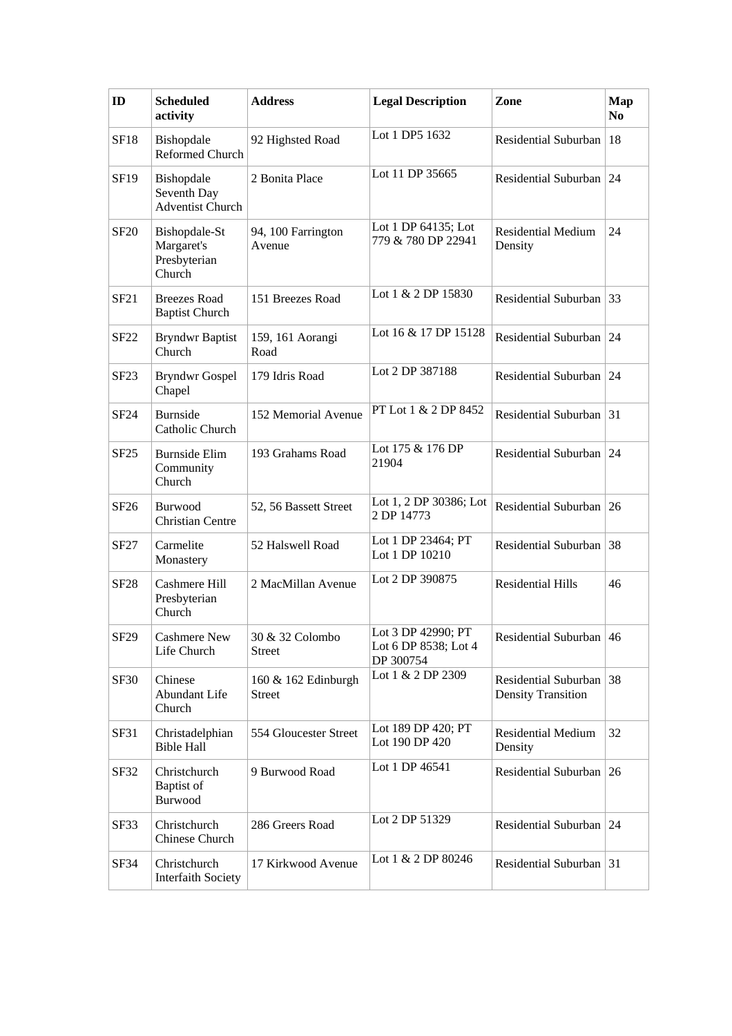| ID | Scheduled activity | Address | Legal Description | Zone | Map No |
|---|---|---|---|---|---|
| SF18 | Bishopdale Reformed Church | 92 Highsted Road | Lot 1 DP5 1632 | Residential Suburban | 18 |
| SF19 | Bishopdale Seventh Day Adventist Church | 2 Bonita Place | Lot 11 DP 35665 | Residential Suburban | 24 |
| SF20 | Bishopdale-St Margaret's Presbyterian Church | 94, 100 Farrington Avenue | Lot 1 DP 64135; Lot 779 & 780 DP 22941 | Residential Medium Density | 24 |
| SF21 | Breezes Road Baptist Church | 151 Breezes Road | Lot 1 & 2 DP 15830 | Residential Suburban | 33 |
| SF22 | Bryndwr Baptist Church | 159, 161 Aorangi Road | Lot 16 & 17 DP 15128 | Residential Suburban | 24 |
| SF23 | Bryndwr Gospel Chapel | 179 Idris Road | Lot 2 DP 387188 | Residential Suburban | 24 |
| SF24 | Burnside Catholic Church | 152 Memorial Avenue | PT Lot 1 & 2 DP 8452 | Residential Suburban | 31 |
| SF25 | Burnside Elim Community Church | 193 Grahams Road | Lot 175 & 176 DP 21904 | Residential Suburban | 24 |
| SF26 | Burwood Christian Centre | 52, 56 Bassett Street | Lot 1, 2 DP 30386; Lot 2 DP 14773 | Residential Suburban | 26 |
| SF27 | Carmelite Monastery | 52 Halswell Road | Lot 1 DP 23464; PT Lot 1 DP 10210 | Residential Suburban | 38 |
| SF28 | Cashmere Hill Presbyterian Church | 2 MacMillan Avenue | Lot 2 DP 390875 | Residential Hills | 46 |
| SF29 | Cashmere New Life Church | 30 & 32 Colombo Street | Lot 3 DP 42990; PT Lot 6 DP 8538; Lot 4 DP 300754 | Residential Suburban | 46 |
| SF30 | Chinese Abundant Life Church | 160 & 162 Edinburgh Street | Lot 1 & 2 DP 2309 | Residential Suburban Density Transition | 38 |
| SF31 | Christadelphian Bible Hall | 554 Gloucester Street | Lot 189 DP 420; PT Lot 190 DP 420 | Residential Medium Density | 32 |
| SF32 | Christchurch Baptist of Burwood | 9 Burwood Road | Lot 1 DP 46541 | Residential Suburban | 26 |
| SF33 | Christchurch Chinese Church | 286 Greers Road | Lot 2 DP 51329 | Residential Suburban | 24 |
| SF34 | Christchurch Interfaith Society | 17 Kirkwood Avenue | Lot 1 & 2 DP 80246 | Residential Suburban | 31 |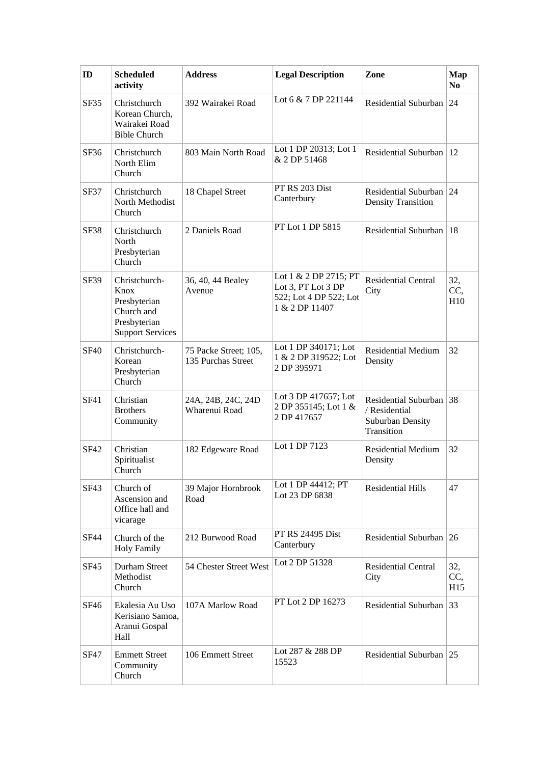| ID | Scheduled activity | Address | Legal Description | Zone | Map No |
|---|---|---|---|---|---|
| SF35 | Christchurch Korean Church, Wairakei Road Bible Church | 392 Wairakei Road | Lot 6 & 7 DP 221144 | Residential Suburban | 24 |
| SF36 | Christchurch North Elim Church | 803 Main North Road | Lot 1 DP 20313; Lot 1 & 2 DP 51468 | Residential Suburban | 12 |
| SF37 | Christchurch North Methodist Church | 18 Chapel Street | PT RS 203 Dist Canterbury | Residential Suburban Density Transition | 24 |
| SF38 | Christchurch North Presbyterian Church | 2 Daniels Road | PT Lot 1 DP 5815 | Residential Suburban | 18 |
| SF39 | Christchurch-Knox Presbyterian Church and Presbyterian Support Services | 36, 40, 44 Bealey Avenue | Lot 1 & 2 DP 2715; PT Lot 3, PT Lot 3 DP 522; Lot 4 DP 522; Lot 1 & 2 DP 11407 | Residential Central City | 32, CC, H10 |
| SF40 | Christchurch-Korean Presbyterian Church | 75 Packe Street; 105, 135 Purchas Street | Lot 1 DP 340171; Lot 1 & 2 DP 319522; Lot 2 DP 395971 | Residential Medium Density | 32 |
| SF41 | Christian Brothers Community | 24A, 24B, 24C, 24D Wharenui Road | Lot 3 DP 417657; Lot 2 DP 355145; Lot 1 & 2 DP 417657 | Residential Suburban / Residential Suburban Density Transition | 38 |
| SF42 | Christian Spiritualist Church | 182 Edgeware Road | Lot 1 DP 7123 | Residential Medium Density | 32 |
| SF43 | Church of Ascension and Office hall and vicarage | 39 Major Hornbrook Road | Lot 1 DP 44412; PT Lot 23 DP 6838 | Residential Hills | 47 |
| SF44 | Church of the Holy Family | 212 Burwood Road | PT RS 24495 Dist Canterbury | Residential Suburban | 26 |
| SF45 | Durham Street Methodist Church | 54 Chester Street West | Lot 2 DP 51328 | Residential Central City | 32, CC, H15 |
| SF46 | Ekalesia Au Uso Kerisiano Samoa, Aranui Gospal Hall | 107A Marlow Road | PT Lot 2 DP 16273 | Residential Suburban | 33 |
| SF47 | Emmett Street Community Church | 106 Emmett Street | Lot 287 & 288 DP 15523 | Residential Suburban | 25 |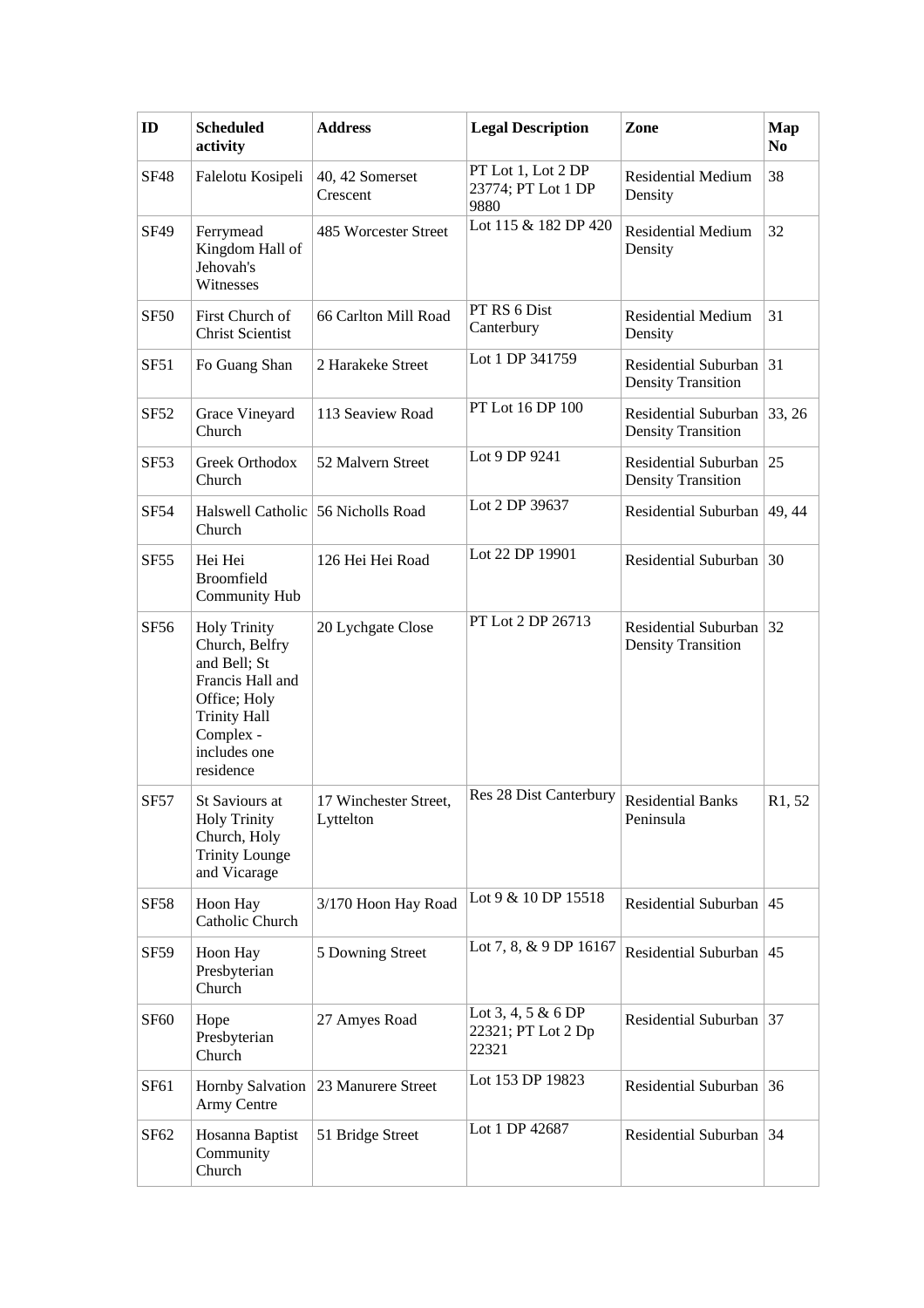| ID | Scheduled activity | Address | Legal Description | Zone | Map No |
|---|---|---|---|---|---|
| SF48 | Falelotu Kosipeli | 40, 42 Somerset Crescent | PT Lot 1, Lot 2 DP 23774; PT Lot 1 DP 9880 | Residential Medium Density | 38 |
| SF49 | Ferrymead Kingdom Hall of Jehovah's Witnesses | 485 Worcester Street | Lot 115 & 182 DP 420 | Residential Medium Density | 32 |
| SF50 | First Church of Christ Scientist | 66 Carlton Mill Road | PT RS 6 Dist Canterbury | Residential Medium Density | 31 |
| SF51 | Fo Guang Shan | 2 Harakeke Street | Lot 1 DP 341759 | Residential Suburban Density Transition | 31 |
| SF52 | Grace Vineyard Church | 113 Seaview Road | PT Lot 16 DP 100 | Residential Suburban Density Transition | 33, 26 |
| SF53 | Greek Orthodox Church | 52 Malvern Street | Lot 9 DP 9241 | Residential Suburban Density Transition | 25 |
| SF54 | Halswell Catholic Church | 56 Nicholls Road | Lot 2 DP 39637 | Residential Suburban | 49, 44 |
| SF55 | Hei Hei Broomfield Community Hub | 126 Hei Hei Road | Lot 22 DP 19901 | Residential Suburban | 30 |
| SF56 | Holy Trinity Church, Belfry and Bell; St Francis Hall and Office; Holy Trinity Hall Complex - includes one residence | 20 Lychgate Close | PT Lot 2 DP 26713 | Residential Suburban Density Transition | 32 |
| SF57 | St Saviours at Holy Trinity Church, Holy Trinity Lounge and Vicarage | 17 Winchester Street, Lyttelton | Res 28 Dist Canterbury | Residential Banks Peninsula | R1, 52 |
| SF58 | Hoon Hay Catholic Church | 3/170 Hoon Hay Road | Lot 9 & 10 DP 15518 | Residential Suburban | 45 |
| SF59 | Hoon Hay Presbyterian Church | 5 Downing Street | Lot 7, 8, & 9 DP 16167 | Residential Suburban | 45 |
| SF60 | Hope Presbyterian Church | 27 Amyes Road | Lot 3, 4, 5 & 6 DP 22321; PT Lot 2 Dp 22321 | Residential Suburban | 37 |
| SF61 | Hornby Salvation Army Centre | 23 Manurere Street | Lot 153 DP 19823 | Residential Suburban | 36 |
| SF62 | Hosanna Baptist Community Church | 51 Bridge Street | Lot 1 DP 42687 | Residential Suburban | 34 |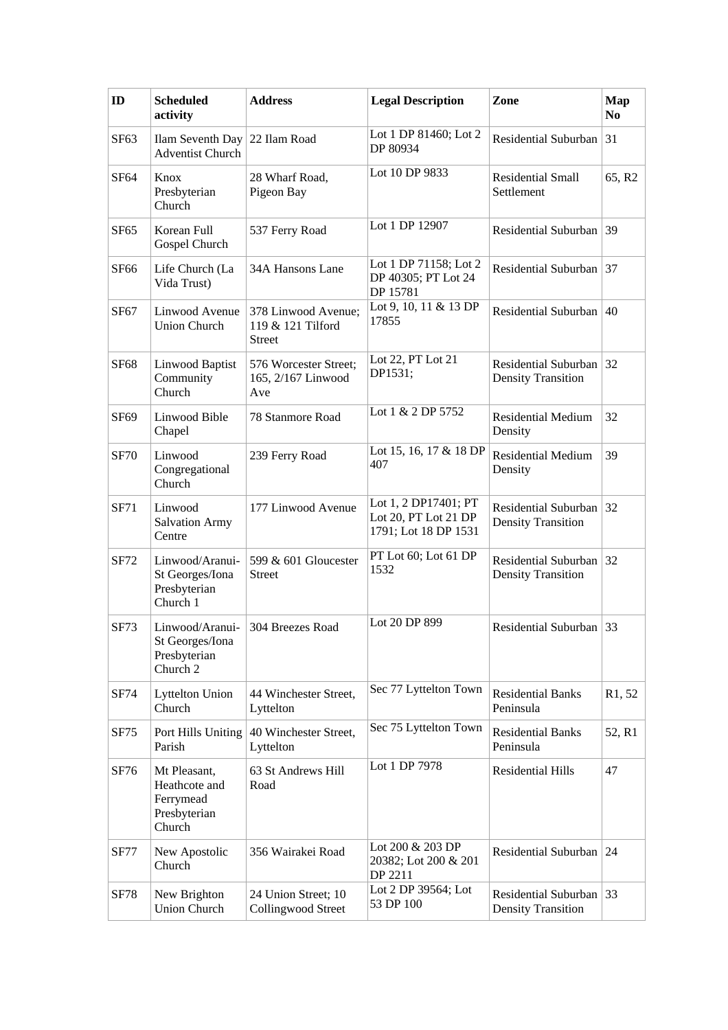| ID | Scheduled activity | Address | Legal Description | Zone | Map No |
|---|---|---|---|---|---|
| SF63 | Ilam Seventh Day Adventist Church | 22 Ilam Road | Lot 1 DP 81460; Lot 2 DP 80934 | Residential Suburban | 31 |
| SF64 | Knox Presbyterian Church | 28 Wharf Road, Pigeon Bay | Lot 10 DP 9833 | Residential Small Settlement | 65, R2 |
| SF65 | Korean Full Gospel Church | 537 Ferry Road | Lot 1 DP 12907 | Residential Suburban | 39 |
| SF66 | Life Church (La Vida Trust) | 34A Hansons Lane | Lot 1 DP 71158; Lot 2 DP 40305; PT Lot 24 DP 15781 | Residential Suburban | 37 |
| SF67 | Linwood Avenue Union Church | 378 Linwood Avenue; 119 & 121 Tilford Street | Lot 9, 10, 11 & 13 DP 17855 | Residential Suburban | 40 |
| SF68 | Linwood Baptist Community Church | 576 Worcester Street; 165, 2/167 Linwood Ave | Lot 22, PT Lot 21 DP1531; | Residential Suburban Density Transition | 32 |
| SF69 | Linwood Bible Chapel | 78 Stanmore Road | Lot 1 & 2 DP 5752 | Residential Medium Density | 32 |
| SF70 | Linwood Congregational Church | 239 Ferry Road | Lot 15, 16, 17 & 18 DP 407 | Residential Medium Density | 39 |
| SF71 | Linwood Salvation Army Centre | 177 Linwood Avenue | Lot 1, 2 DP17401; PT Lot 20, PT Lot 21 DP 1791; Lot 18 DP 1531 | Residential Suburban Density Transition | 32 |
| SF72 | Linwood/Aranui-St Georges/Iona Presbyterian Church 1 | 599 & 601 Gloucester Street | PT Lot 60; Lot 61 DP 1532 | Residential Suburban Density Transition | 32 |
| SF73 | Linwood/Aranui-St Georges/Iona Presbyterian Church 2 | 304 Breezes Road | Lot 20 DP 899 | Residential Suburban | 33 |
| SF74 | Lyttelton Union Church | 44 Winchester Street, Lyttelton | Sec 77 Lyttelton Town | Residential Banks Peninsula | R1, 52 |
| SF75 | Port Hills Uniting Parish | 40 Winchester Street, Lyttelton | Sec 75 Lyttelton Town | Residential Banks Peninsula | 52, R1 |
| SF76 | Mt Pleasant, Heathcote and Ferrymead Presbyterian Church | 63 St Andrews Hill Road | Lot 1 DP 7978 | Residential Hills | 47 |
| SF77 | New Apostolic Church | 356 Wairakei Road | Lot 200 & 203 DP 20382; Lot 200 & 201 DP 2211 | Residential Suburban | 24 |
| SF78 | New Brighton Union Church | 24 Union Street; 10 Collingwood Street | Lot 2 DP 39564; Lot 53 DP 100 | Residential Suburban Density Transition | 33 |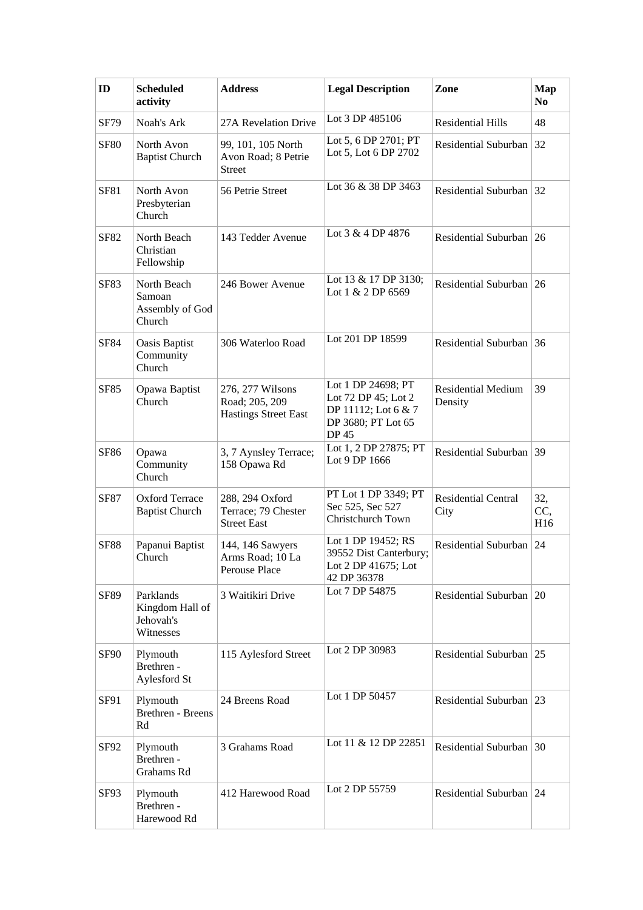| ID | Scheduled activity | Address | Legal Description | Zone | Map No |
|---|---|---|---|---|---|
| SF79 | Noah's Ark | 27A Revelation Drive | Lot 3 DP 485106 | Residential Hills | 48 |
| SF80 | North Avon Baptist Church | 99, 101, 105 North Avon Road; 8 Petrie Street | Lot 5, 6 DP 2701; PT Lot 5, Lot 6 DP 2702 | Residential Suburban | 32 |
| SF81 | North Avon Presbyterian Church | 56 Petrie Street | Lot 36 & 38 DP 3463 | Residential Suburban | 32 |
| SF82 | North Beach Christian Fellowship | 143 Tedder Avenue | Lot 3 & 4 DP 4876 | Residential Suburban | 26 |
| SF83 | North Beach Samoan Assembly of God Church | 246 Bower Avenue | Lot 13 & 17 DP 3130; Lot 1 & 2 DP 6569 | Residential Suburban | 26 |
| SF84 | Oasis Baptist Community Church | 306 Waterloo Road | Lot 201 DP 18599 | Residential Suburban | 36 |
| SF85 | Opawa Baptist Church | 276, 277 Wilsons Road; 205, 209 Hastings Street East | Lot 1 DP 24698; PT Lot 72 DP 45; Lot 2 DP 11112; Lot 6 & 7 DP 3680; PT Lot 65 DP 45 | Residential Medium Density | 39 |
| SF86 | Opawa Community Church | 3, 7 Aynsley Terrace; 158 Opawa Rd | Lot 1, 2 DP 27875; PT Lot 9 DP 1666 | Residential Suburban | 39 |
| SF87 | Oxford Terrace Baptist Church | 288, 294 Oxford Terrace; 79 Chester Street East | PT Lot 1 DP 3349; PT Sec 525, Sec 527 Christchurch Town | Residential Central City | 32, CC, H16 |
| SF88 | Papanui Baptist Church | 144, 146 Sawyers Arms Road; 10 La Perouse Place | Lot 1 DP 19452; RS 39552 Dist Canterbury; Lot 2 DP 41675; Lot 42 DP 36378 | Residential Suburban | 24 |
| SF89 | Parklands Kingdom Hall of Jehovah's Witnesses | 3 Waitikiri Drive | Lot 7 DP 54875 | Residential Suburban | 20 |
| SF90 | Plymouth Brethren - Aylesford St | 115 Aylesford Street | Lot 2 DP 30983 | Residential Suburban | 25 |
| SF91 | Plymouth Brethren - Breens Rd | 24 Breens Road | Lot 1 DP 50457 | Residential Suburban | 23 |
| SF92 | Plymouth Brethren - Grahams Rd | 3 Grahams Road | Lot 11 & 12 DP 22851 | Residential Suburban | 30 |
| SF93 | Plymouth Brethren - Harewood Rd | 412 Harewood Road | Lot 2 DP 55759 | Residential Suburban | 24 |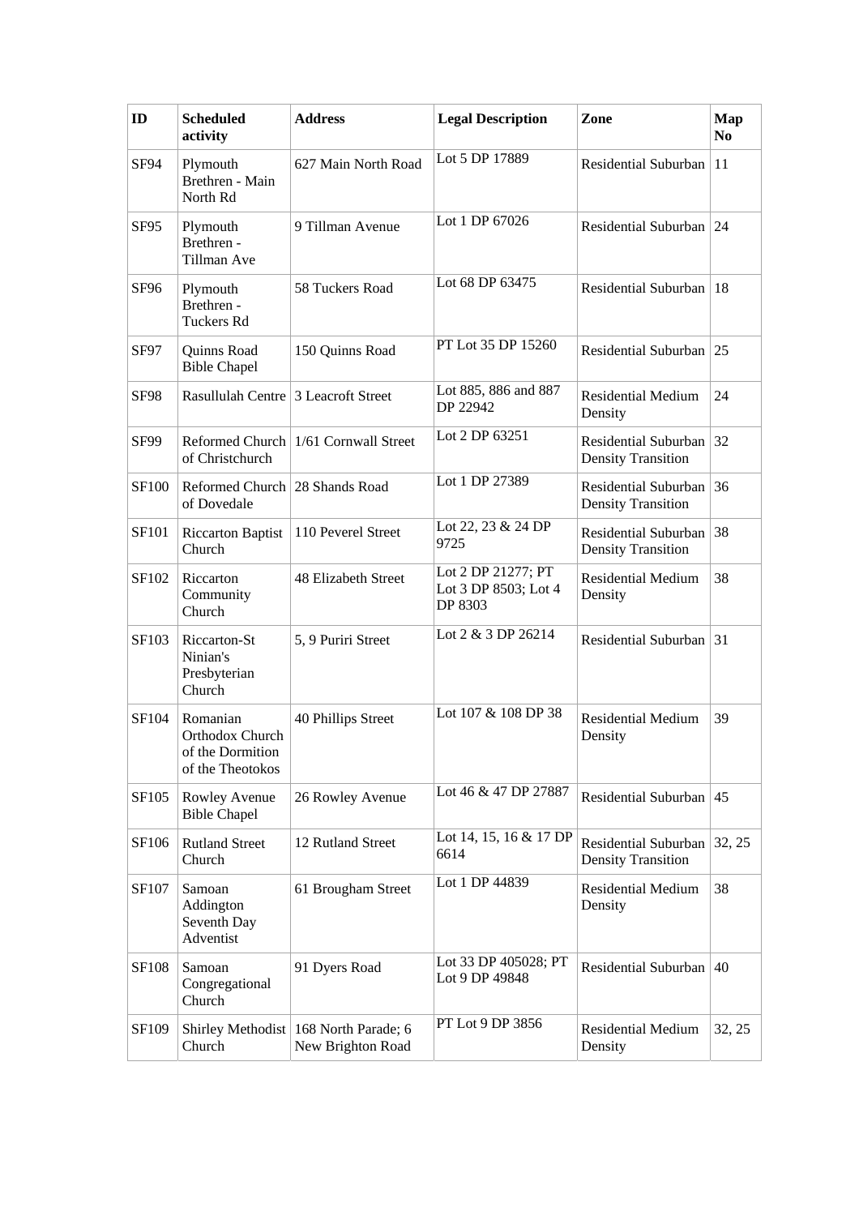| ID | Scheduled activity | Address | Legal Description | Zone | Map No |
| --- | --- | --- | --- | --- | --- |
| SF94 | Plymouth Brethren - Main North Rd | 627 Main North Road | Lot 5 DP 17889 | Residential Suburban | 11 |
| SF95 | Plymouth Brethren - Tillman Ave | 9 Tillman Avenue | Lot 1 DP 67026 | Residential Suburban | 24 |
| SF96 | Plymouth Brethren - Tuckers Rd | 58 Tuckers Road | Lot 68 DP 63475 | Residential Suburban | 18 |
| SF97 | Quinns Road Bible Chapel | 150 Quinns Road | PT Lot 35 DP 15260 | Residential Suburban | 25 |
| SF98 | Rasullulah Centre | 3 Leacroft Street | Lot 885, 886 and 887 DP 22942 | Residential Medium Density | 24 |
| SF99 | Reformed Church of Christchurch | 1/61 Cornwall Street | Lot 2 DP 63251 | Residential Suburban Density Transition | 32 |
| SF100 | Reformed Church of Dovedale | 28 Shands Road | Lot 1 DP 27389 | Residential Suburban Density Transition | 36 |
| SF101 | Riccarton Baptist Church | 110 Peverel Street | Lot 22, 23 & 24 DP 9725 | Residential Suburban Density Transition | 38 |
| SF102 | Riccarton Community Church | 48 Elizabeth Street | Lot 2 DP 21277; PT Lot 3 DP 8503; Lot 4 DP 8303 | Residential Medium Density | 38 |
| SF103 | Riccarton-St Ninian's Presbyterian Church | 5, 9 Puriri Street | Lot 2 & 3 DP 26214 | Residential Suburban | 31 |
| SF104 | Romanian Orthodox Church of the Dormition of the Theotokos | 40 Phillips Street | Lot 107 & 108 DP 38 | Residential Medium Density | 39 |
| SF105 | Rowley Avenue Bible Chapel | 26 Rowley Avenue | Lot 46 & 47 DP 27887 | Residential Suburban | 45 |
| SF106 | Rutland Street Church | 12 Rutland Street | Lot 14, 15, 16 & 17 DP 6614 | Residential Suburban Density Transition | 32, 25 |
| SF107 | Samoan Addington Seventh Day Adventist | 61 Brougham Street | Lot 1 DP 44839 | Residential Medium Density | 38 |
| SF108 | Samoan Congregational Church | 91 Dyers Road | Lot 33 DP 405028; PT Lot 9 DP 49848 | Residential Suburban | 40 |
| SF109 | Shirley Methodist Church | 168 North Parade; 6 New Brighton Road | PT Lot 9 DP 3856 | Residential Medium Density | 32, 25 |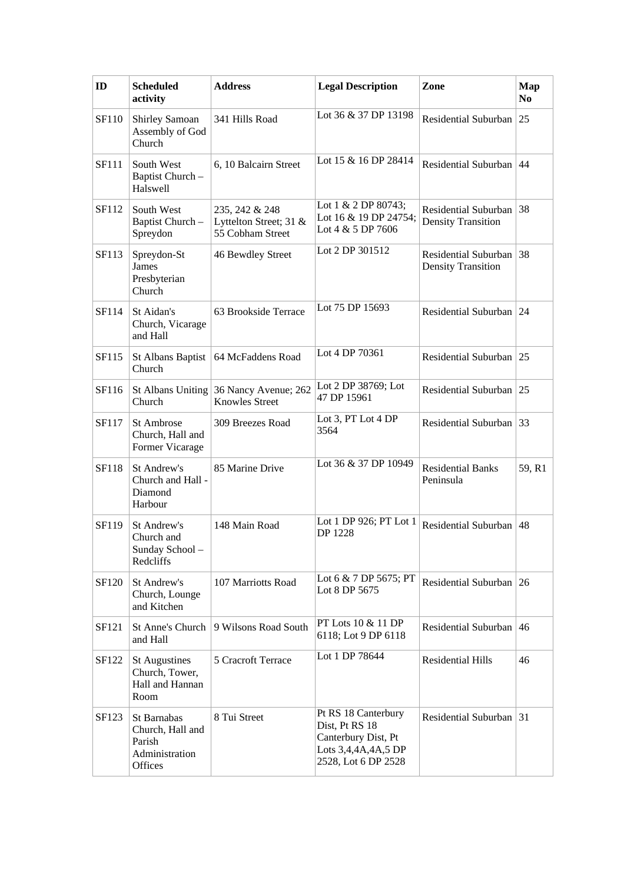| ID | Scheduled activity | Address | Legal Description | Zone | Map No |
|---|---|---|---|---|---|
| SF110 | Shirley Samoan Assembly of God Church | 341 Hills Road | Lot 36 & 37 DP 13198 | Residential Suburban | 25 |
| SF111 | South West Baptist Church – Halswell | 6, 10 Balcairn Street | Lot 15 & 16 DP 28414 | Residential Suburban | 44 |
| SF112 | South West Baptist Church – Spreydon | 235, 242 & 248 Lyttelton Street; 31 & 55 Cobham Street | Lot 1 & 2 DP 80743; Lot 16 & 19 DP 24754; Lot 4 & 5 DP 7606 | Residential Suburban Density Transition | 38 |
| SF113 | Spreydon-St James Presbyterian Church | 46 Bewdley Street | Lot 2 DP 301512 | Residential Suburban Density Transition | 38 |
| SF114 | St Aidan's Church, Vicarage and Hall | 63 Brookside Terrace | Lot 75 DP 15693 | Residential Suburban | 24 |
| SF115 | St Albans Baptist Church | 64 McFaddens Road | Lot 4 DP 70361 | Residential Suburban | 25 |
| SF116 | St Albans Uniting Church | 36 Nancy Avenue; 262 Knowles Street | Lot 2 DP 38769; Lot 47 DP 15961 | Residential Suburban | 25 |
| SF117 | St Ambrose Church, Hall and Former Vicarage | 309 Breezes Road | Lot 3, PT Lot 4 DP 3564 | Residential Suburban | 33 |
| SF118 | St Andrew's Church and Hall - Diamond Harbour | 85 Marine Drive | Lot 36 & 37 DP 10949 | Residential Banks Peninsula | 59, R1 |
| SF119 | St Andrew's Church and Sunday School – Redcliffs | 148 Main Road | Lot 1 DP 926; PT Lot 1 DP 1228 | Residential Suburban | 48 |
| SF120 | St Andrew's Church, Lounge and Kitchen | 107 Marriotts Road | Lot 6 & 7 DP 5675; PT Lot 8 DP 5675 | Residential Suburban | 26 |
| SF121 | St Anne's Church and Hall | 9 Wilsons Road South | PT Lots 10 & 11 DP 6118; Lot 9 DP 6118 | Residential Suburban | 46 |
| SF122 | St Augustines Church, Tower, Hall and Hannan Room | 5 Cracroft Terrace | Lot 1 DP 78644 | Residential Hills | 46 |
| SF123 | St Barnabas Church, Hall and Parish Administration Offices | 8 Tui Street | Pt RS 18 Canterbury Dist, Pt RS 18 Canterbury Dist, Pt Lots 3,4,4A,4A,5 DP 2528, Lot 6 DP 2528 | Residential Suburban | 31 |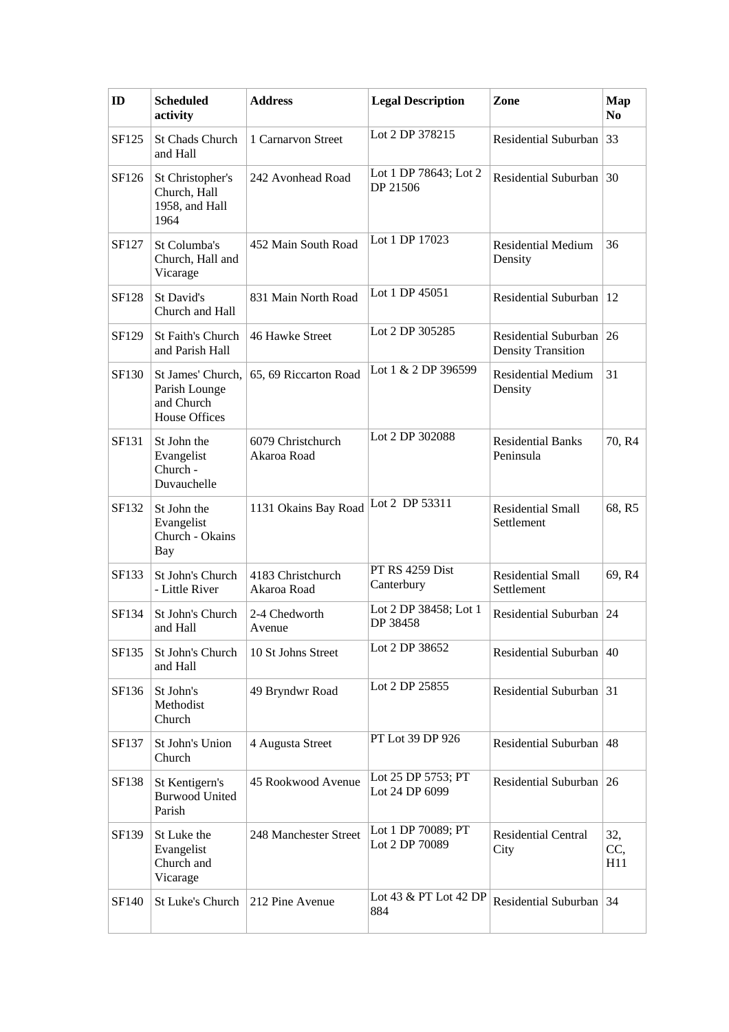| ID | Scheduled activity | Address | Legal Description | Zone | Map No |
|---|---|---|---|---|---|
| SF125 | St Chads Church and Hall | 1 Carnarvon Street | Lot 2 DP 378215 | Residential Suburban | 33 |
| SF126 | St Christopher's Church, Hall 1958, and Hall 1964 | 242 Avonhead Road | Lot 1 DP 78643; Lot 2 DP 21506 | Residential Suburban | 30 |
| SF127 | St Columba's Church, Hall and Vicarage | 452 Main South Road | Lot 1 DP 17023 | Residential Medium Density | 36 |
| SF128 | St David's Church and Hall | 831 Main North Road | Lot 1 DP 45051 | Residential Suburban | 12 |
| SF129 | St Faith's Church and Parish Hall | 46 Hawke Street | Lot 2 DP 305285 | Residential Suburban Density Transition | 26 |
| SF130 | St James' Church, Parish Lounge and Church House Offices | 65, 69 Riccarton Road | Lot 1 & 2 DP 396599 | Residential Medium Density | 31 |
| SF131 | St John the Evangelist Church - Duvauchelle | 6079 Christchurch Akaroa Road | Lot 2 DP 302088 | Residential Banks Peninsula | 70, R4 |
| SF132 | St John the Evangelist Church - Okains Bay | 1131 Okains Bay Road | Lot 2 DP 53311 | Residential Small Settlement | 68, R5 |
| SF133 | St John's Church - Little River | 4183 Christchurch Akaroa Road | PT RS 4259 Dist Canterbury | Residential Small Settlement | 69, R4 |
| SF134 | St John's Church and Hall | 2-4 Chedworth Avenue | Lot 2 DP 38458; Lot 1 DP 38458 | Residential Suburban | 24 |
| SF135 | St John's Church and Hall | 10 St Johns Street | Lot 2 DP 38652 | Residential Suburban | 40 |
| SF136 | St John's Methodist Church | 49 Bryndwr Road | Lot 2 DP 25855 | Residential Suburban | 31 |
| SF137 | St John's Union Church | 4 Augusta Street | PT Lot 39 DP 926 | Residential Suburban | 48 |
| SF138 | St Kentigern's Burwood United Parish | 45 Rookwood Avenue | Lot 25 DP 5753; PT Lot 24 DP 6099 | Residential Suburban | 26 |
| SF139 | St Luke the Evangelist Church and Vicarage | 248 Manchester Street | Lot 1 DP 70089; PT Lot 2 DP 70089 | Residential Central City | 32, CC, H11 |
| SF140 | St Luke's Church | 212 Pine Avenue | Lot 43 & PT Lot 42 DP 884 | Residential Suburban | 34 |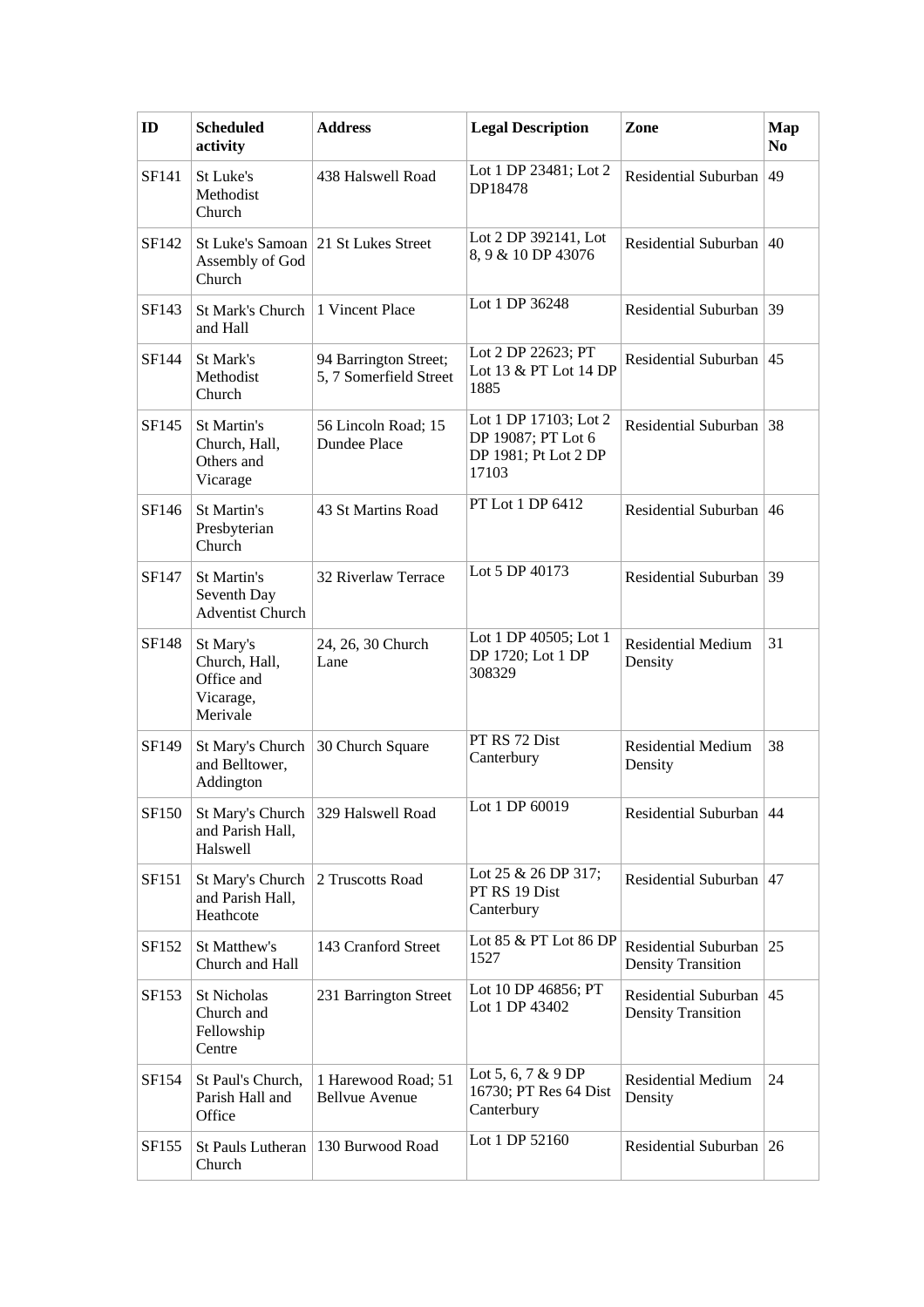| ID | Scheduled activity | Address | Legal Description | Zone | Map No |
|---|---|---|---|---|---|
| SF141 | St Luke's Methodist Church | 438 Halswell Road | Lot 1 DP 23481; Lot 2 DP18478 | Residential Suburban | 49 |
| SF142 | St Luke's Samoan Assembly of God Church | 21 St Lukes Street | Lot 2 DP 392141, Lot 8, 9 & 10 DP 43076 | Residential Suburban | 40 |
| SF143 | St Mark's Church and Hall | 1 Vincent Place | Lot 1 DP 36248 | Residential Suburban | 39 |
| SF144 | St Mark's Methodist Church | 94 Barrington Street; 5, 7 Somerfield Street | Lot 2 DP 22623; PT Lot 13 & PT Lot 14 DP 1885 | Residential Suburban | 45 |
| SF145 | St Martin's Church, Hall, Others and Vicarage | 56 Lincoln Road; 15 Dundee Place | Lot 1 DP 17103; Lot 2 DP 19087; PT Lot 6 DP 1981; Pt Lot 2 DP 17103 | Residential Suburban | 38 |
| SF146 | St Martin's Presbyterian Church | 43 St Martins Road | PT Lot 1 DP 6412 | Residential Suburban | 46 |
| SF147 | St Martin's Seventh Day Adventist Church | 32 Riverlaw Terrace | Lot 5 DP 40173 | Residential Suburban | 39 |
| SF148 | St Mary's Church, Hall, Office and Vicarage, Merivale | 24, 26, 30 Church Lane | Lot 1 DP 40505; Lot 1 DP 1720; Lot 1 DP 308329 | Residential Medium Density | 31 |
| SF149 | St Mary's Church and Belltower, Addington | 30 Church Square | PT RS 72 Dist Canterbury | Residential Medium Density | 38 |
| SF150 | St Mary's Church and Parish Hall, Halswell | 329 Halswell Road | Lot 1 DP 60019 | Residential Suburban | 44 |
| SF151 | St Mary's Church and Parish Hall, Heathcote | 2 Truscotts Road | Lot 25 & 26 DP 317; PT RS 19 Dist Canterbury | Residential Suburban | 47 |
| SF152 | St Matthew's Church and Hall | 143 Cranford Street | Lot 85 & PT Lot 86 DP 1527 | Residential Suburban Density Transition | 25 |
| SF153 | St Nicholas Church and Fellowship Centre | 231 Barrington Street | Lot 10 DP 46856; PT Lot 1 DP 43402 | Residential Suburban Density Transition | 45 |
| SF154 | St Paul's Church, Parish Hall and Office | 1 Harewood Road; 51 Bellvue Avenue | Lot 5, 6, 7 & 9 DP 16730; PT Res 64 Dist Canterbury | Residential Medium Density | 24 |
| SF155 | St Pauls Lutheran Church | 130 Burwood Road | Lot 1 DP 52160 | Residential Suburban | 26 |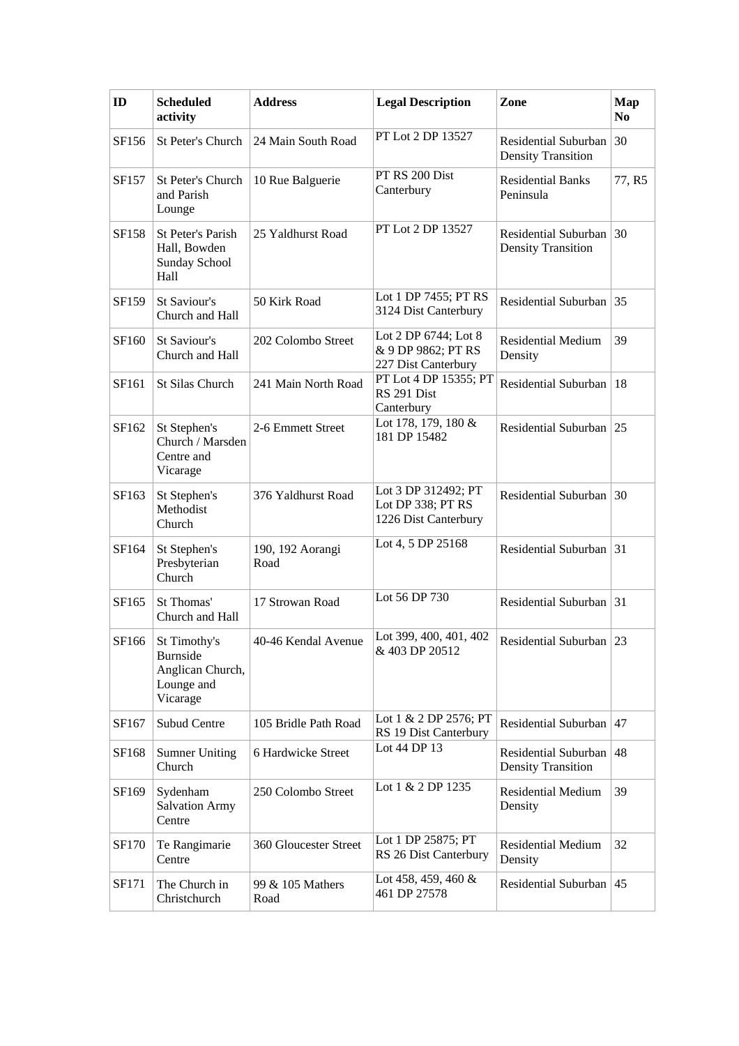| ID | Scheduled activity | Address | Legal Description | Zone | Map No |
|---|---|---|---|---|---|
| SF156 | St Peter's Church | 24 Main South Road | PT Lot 2 DP 13527 | Residential Suburban Density Transition | 30 |
| SF157 | St Peter's Church and Parish Lounge | 10 Rue Balguerie | PT RS 200 Dist Canterbury | Residential Banks Peninsula | 77, R5 |
| SF158 | St Peter's Parish Hall, Bowden Sunday School Hall | 25 Yaldhurst Road | PT Lot 2 DP 13527 | Residential Suburban Density Transition | 30 |
| SF159 | St Saviour's Church and Hall | 50 Kirk Road | Lot 1 DP 7455; PT RS 3124 Dist Canterbury | Residential Suburban | 35 |
| SF160 | St Saviour's Church and Hall | 202 Colombo Street | Lot 2 DP 6744; Lot 8 & 9 DP 9862; PT RS 227 Dist Canterbury | Residential Medium Density | 39 |
| SF161 | St Silas Church | 241 Main North Road | PT Lot 4 DP 15355; PT RS 291 Dist Canterbury | Residential Suburban | 18 |
| SF162 | St Stephen's Church / Marsden Centre and Vicarage | 2-6 Emmett Street | Lot 178, 179, 180 & 181 DP 15482 | Residential Suburban | 25 |
| SF163 | St Stephen's Methodist Church | 376 Yaldhurst Road | Lot 3 DP 312492; PT Lot DP 338; PT RS 1226 Dist Canterbury | Residential Suburban | 30 |
| SF164 | St Stephen's Presbyterian Church | 190, 192 Aorangi Road | Lot 4, 5 DP 25168 | Residential Suburban | 31 |
| SF165 | St Thomas' Church and Hall | 17 Strowan Road | Lot 56 DP 730 | Residential Suburban | 31 |
| SF166 | St Timothy's Burnside Anglican Church, Lounge and Vicarage | 40-46 Kendal Avenue | Lot 399, 400, 401, 402 & 403 DP 20512 | Residential Suburban | 23 |
| SF167 | Subud Centre | 105 Bridle Path Road | Lot 1 & 2 DP 2576; PT RS 19 Dist Canterbury | Residential Suburban | 47 |
| SF168 | Sumner Uniting Church | 6 Hardwicke Street | Lot 44 DP 13 | Residential Suburban Density Transition | 48 |
| SF169 | Sydenham Salvation Army Centre | 250 Colombo Street | Lot 1 & 2 DP 1235 | Residential Medium Density | 39 |
| SF170 | Te Rangimarie Centre | 360 Gloucester Street | Lot 1 DP 25875; PT RS 26 Dist Canterbury | Residential Medium Density | 32 |
| SF171 | The Church in Christchurch | 99 & 105 Mathers Road | Lot 458, 459, 460 & 461 DP 27578 | Residential Suburban | 45 |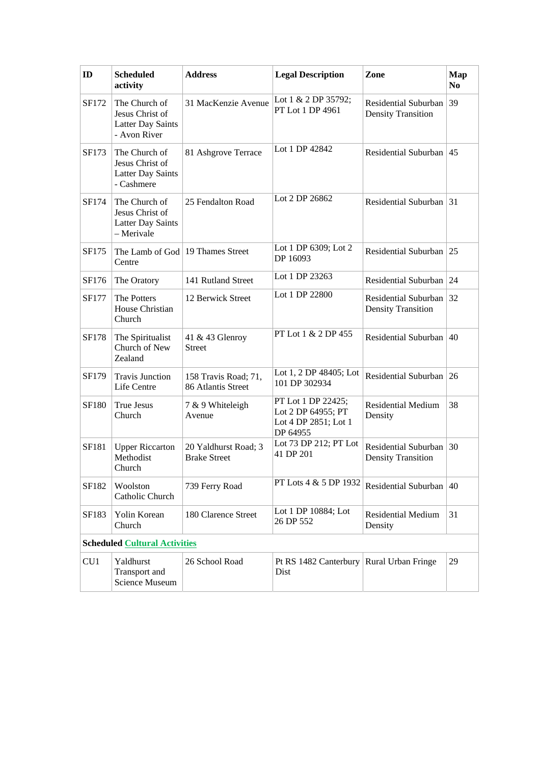| ID | Scheduled activity | Address | Legal Description | Zone | Map No |
|---|---|---|---|---|---|
| SF172 | The Church of Jesus Christ of Latter Day Saints - Avon River | 31 MacKenzie Avenue | Lot 1 & 2 DP 35792; PT Lot 1 DP 4961 | Residential Suburban Density Transition | 39 |
| SF173 | The Church of Jesus Christ of Latter Day Saints - Cashmere | 81 Ashgrove Terrace | Lot 1 DP 42842 | Residential Suburban | 45 |
| SF174 | The Church of Jesus Christ of Latter Day Saints – Merivale | 25 Fendalton Road | Lot 2 DP 26862 | Residential Suburban | 31 |
| SF175 | The Lamb of God Centre | 19 Thames Street | Lot 1 DP 6309; Lot 2 DP 16093 | Residential Suburban | 25 |
| SF176 | The Oratory | 141 Rutland Street | Lot 1 DP 23263 | Residential Suburban | 24 |
| SF177 | The Potters House Christian Church | 12 Berwick Street | Lot 1 DP 22800 | Residential Suburban Density Transition | 32 |
| SF178 | The Spiritualist Church of New Zealand | 41 & 43 Glenroy Street | PT Lot 1 & 2 DP 455 | Residential Suburban | 40 |
| SF179 | Travis Junction Life Centre | 158 Travis Road; 71, 86 Atlantis Street | Lot 1, 2 DP 48405; Lot 101 DP 302934 | Residential Suburban | 26 |
| SF180 | True Jesus Church | 7 & 9 Whiteleigh Avenue | PT Lot 1 DP 22425; Lot 2 DP 64955; PT Lot 4 DP 2851; Lot 1 DP 64955 | Residential Medium Density | 38 |
| SF181 | Upper Riccarton Methodist Church | 20 Yaldhurst Road; 3 Brake Street | Lot 73 DP 212; PT Lot 41 DP 201 | Residential Suburban Density Transition | 30 |
| SF182 | Woolston Catholic Church | 739 Ferry Road | PT Lots 4 & 5 DP 1932 | Residential Suburban | 40 |
| SF183 | Yolin Korean Church | 180 Clarence Street | Lot 1 DP 10884; Lot 26 DP 552 | Residential Medium Density | 31 |
| **Scheduled Cultural Activities** | | | | | |
| CU1 | Yaldhurst Transport and Science Museum | 26 School Road | Pt RS 1482 Canterbury Dist | Rural Urban Fringe | 29 |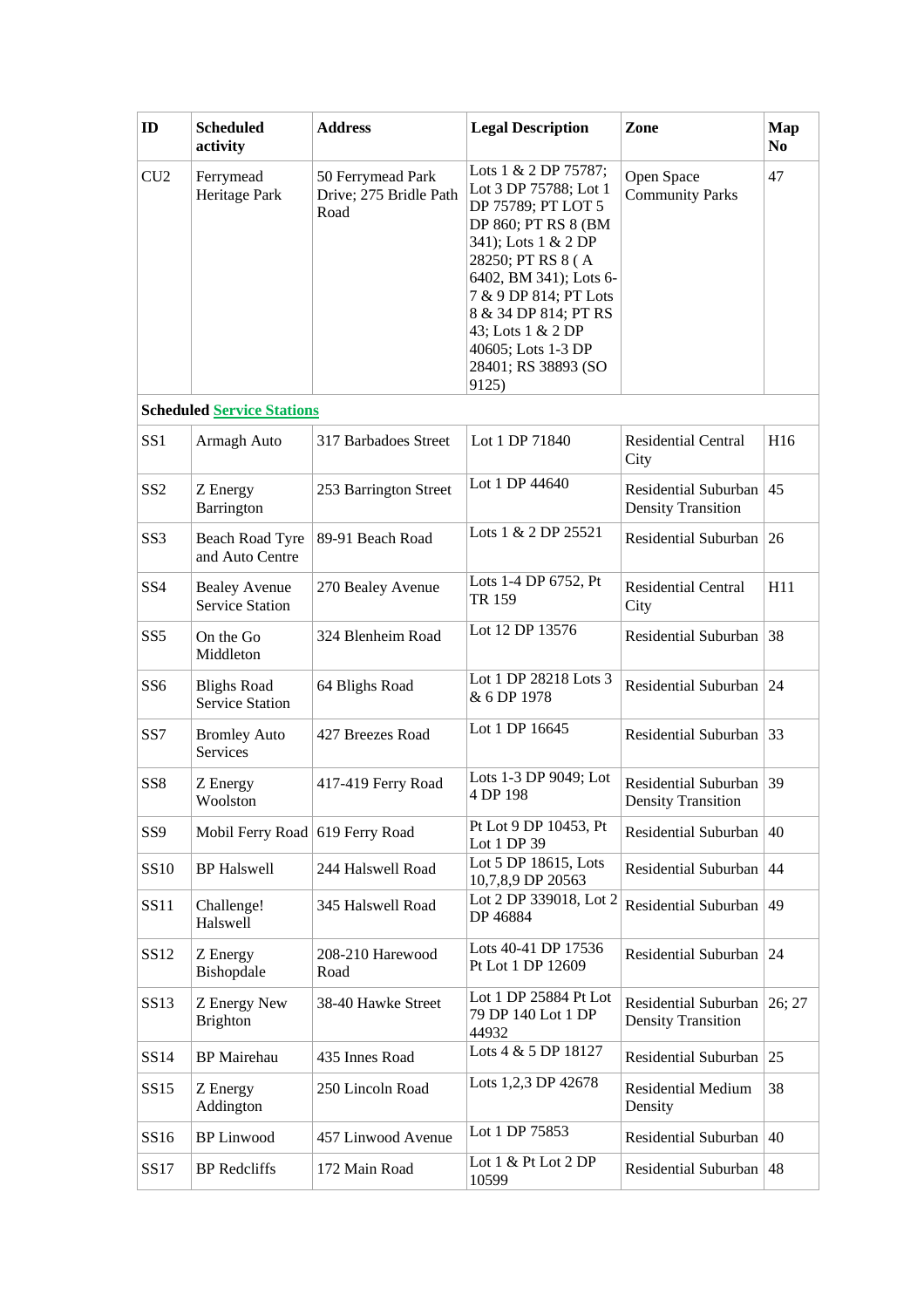| ID | Scheduled activity | Address | Legal Description | Zone | Map No |
|---|---|---|---|---|---|
| CU2 | Ferrymead Heritage Park | 50 Ferrymead Park Drive; 275 Bridle Path Road | Lots 1 & 2 DP 75787; Lot 3 DP 75788; Lot 1 DP 75789; PT LOT 5 DP 860; PT RS 8 (BM 341); Lots 1 & 2 DP 28250; PT RS 8 ( A 6402, BM 341); Lots 6-7 & 9 DP 814; PT Lots 8 & 34 DP 814; PT RS 43; Lots 1 & 2 DP 40605; Lots 1-3 DP 28401; RS 38893 (SO 9125) | Open Space Community Parks | 47 |
| **Scheduled Service Stations** | | | | | |
| SS1 | Armagh Auto | 317 Barbadoes Street | Lot 1 DP 71840 | Residential Central City | H16 |
| SS2 | Z Energy Barrington | 253 Barrington Street | Lot 1 DP 44640 | Residential Suburban Density Transition | 45 |
| SS3 | Beach Road Tyre and Auto Centre | 89-91 Beach Road | Lots 1 & 2 DP 25521 | Residential Suburban | 26 |
| SS4 | Bealey Avenue Service Station | 270 Bealey Avenue | Lots 1-4 DP 6752, Pt TR 159 | Residential Central City | H11 |
| SS5 | On the Go Middleton | 324 Blenheim Road | Lot 12 DP 13576 | Residential Suburban | 38 |
| SS6 | Blighs Road Service Station | 64 Blighs Road | Lot 1 DP 28218 Lots 3 & 6 DP 1978 | Residential Suburban | 24 |
| SS7 | Bromley Auto Services | 427 Breezes Road | Lot 1 DP 16645 | Residential Suburban | 33 |
| SS8 | Z Energy Woolston | 417-419 Ferry Road | Lots 1-3 DP 9049; Lot 4 DP 198 | Residential Suburban Density Transition | 39 |
| SS9 | Mobil Ferry Road | 619 Ferry Road | Pt Lot 9 DP 10453, Pt Lot 1 DP 39 | Residential Suburban | 40 |
| SS10 | BP Halswell | 244 Halswell Road | Lot 5 DP 18615, Lots 10,7,8,9 DP 20563 | Residential Suburban | 44 |
| SS11 | Challenge! Halswell | 345 Halswell Road | Lot 2 DP 339018, Lot 2 DP 46884 | Residential Suburban | 49 |
| SS12 | Z Energy Bishopdale | 208-210 Harewood Road | Lots 40-41 DP 17536 Pt Lot 1 DP 12609 | Residential Suburban | 24 |
| SS13 | Z Energy New Brighton | 38-40 Hawke Street | Lot 1 DP 25884 Pt Lot 79 DP 140 Lot 1 DP 44932 | Residential Suburban Density Transition | 26; 27 |
| SS14 | BP Mairehau | 435 Innes Road | Lots 4 & 5 DP 18127 | Residential Suburban | 25 |
| SS15 | Z Energy Addington | 250 Lincoln Road | Lots 1,2,3 DP 42678 | Residential Medium Density | 38 |
| SS16 | BP Linwood | 457 Linwood Avenue | Lot 1 DP 75853 | Residential Suburban | 40 |
| SS17 | BP Redcliffs | 172 Main Road | Lot 1 & Pt Lot 2 DP 10599 | Residential Suburban | 48 |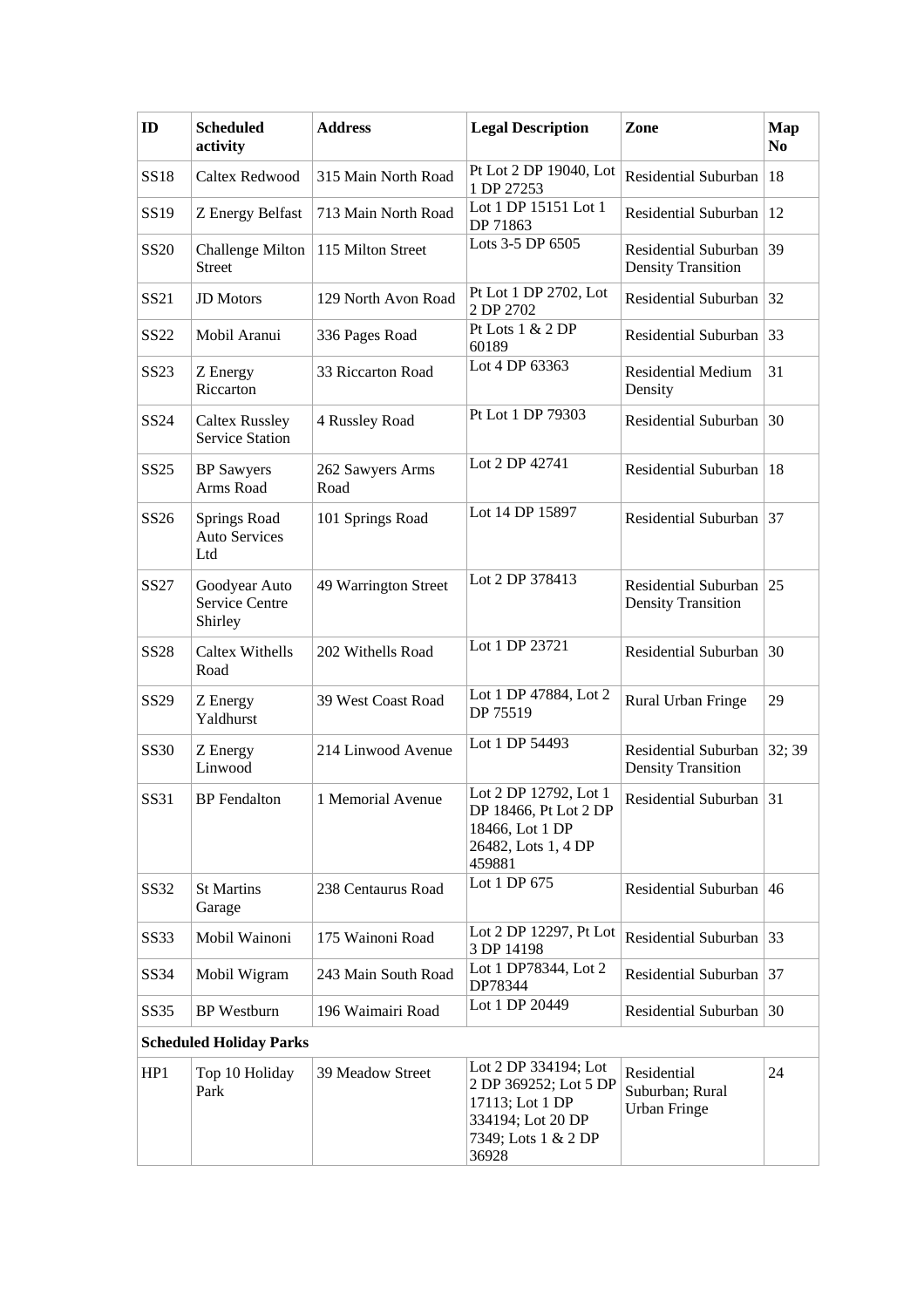| ID | Scheduled activity | Address | Legal Description | Zone | Map No |
|---|---|---|---|---|---|
| SS18 | Caltex Redwood | 315 Main North Road | Pt Lot 2 DP 19040, Lot 1 DP 27253 | Residential Suburban | 18 |
| SS19 | Z Energy Belfast | 713 Main North Road | Lot 1 DP 15151 Lot 1 DP 71863 | Residential Suburban | 12 |
| SS20 | Challenge Milton Street | 115 Milton Street | Lots 3-5 DP 6505 | Residential Suburban Density Transition | 39 |
| SS21 | JD Motors | 129 North Avon Road | Pt Lot 1 DP 2702, Lot 2 DP 2702 | Residential Suburban | 32 |
| SS22 | Mobil Aranui | 336 Pages Road | Pt Lots 1 & 2 DP 60189 | Residential Suburban | 33 |
| SS23 | Z Energy Riccarton | 33 Riccarton Road | Lot 4 DP 63363 | Residential Medium Density | 31 |
| SS24 | Caltex Russley Service Station | 4 Russley Road | Pt Lot 1 DP 79303 | Residential Suburban | 30 |
| SS25 | BP Sawyers Arms Road | 262 Sawyers Arms Road | Lot 2 DP 42741 | Residential Suburban | 18 |
| SS26 | Springs Road Auto Services Ltd | 101 Springs Road | Lot 14 DP 15897 | Residential Suburban | 37 |
| SS27 | Goodyear Auto Service Centre Shirley | 49 Warrington Street | Lot 2 DP 378413 | Residential Suburban Density Transition | 25 |
| SS28 | Caltex Withells Road | 202 Withells Road | Lot 1 DP 23721 | Residential Suburban | 30 |
| SS29 | Z Energy Yaldhurst | 39 West Coast Road | Lot 1 DP 47884, Lot 2 DP 75519 | Rural Urban Fringe | 29 |
| SS30 | Z Energy Linwood | 214 Linwood Avenue | Lot 1 DP 54493 | Residential Suburban Density Transition | 32; 39 |
| SS31 | BP Fendalton | 1 Memorial Avenue | Lot 2 DP 12792, Lot 1 DP 18466, Pt Lot 2 DP 18466, Lot 1 DP 26482, Lots 1, 4 DP 459881 | Residential Suburban | 31 |
| SS32 | St Martins Garage | 238 Centaurus Road | Lot 1 DP 675 | Residential Suburban | 46 |
| SS33 | Mobil Wainoni | 175 Wainoni Road | Lot 2 DP 12297, Pt Lot 3 DP 14198 | Residential Suburban | 33 |
| SS34 | Mobil Wigram | 243 Main South Road | Lot 1 DP78344, Lot 2 DP78344 | Residential Suburban | 37 |
| SS35 | BP Westburn | 196 Waimairi Road | Lot 1 DP 20449 | Residential Suburban | 30 |
| **Scheduled Holiday Parks** | | | | | |
| HP1 | Top 10 Holiday Park | 39 Meadow Street | Lot 2 DP 334194; Lot 2 DP 369252; Lot 5 DP 17113; Lot 1 DP 334194; Lot 20 DP 7349; Lots 1 & 2 DP 36928 | Residential Suburban; Rural Urban Fringe | 24 |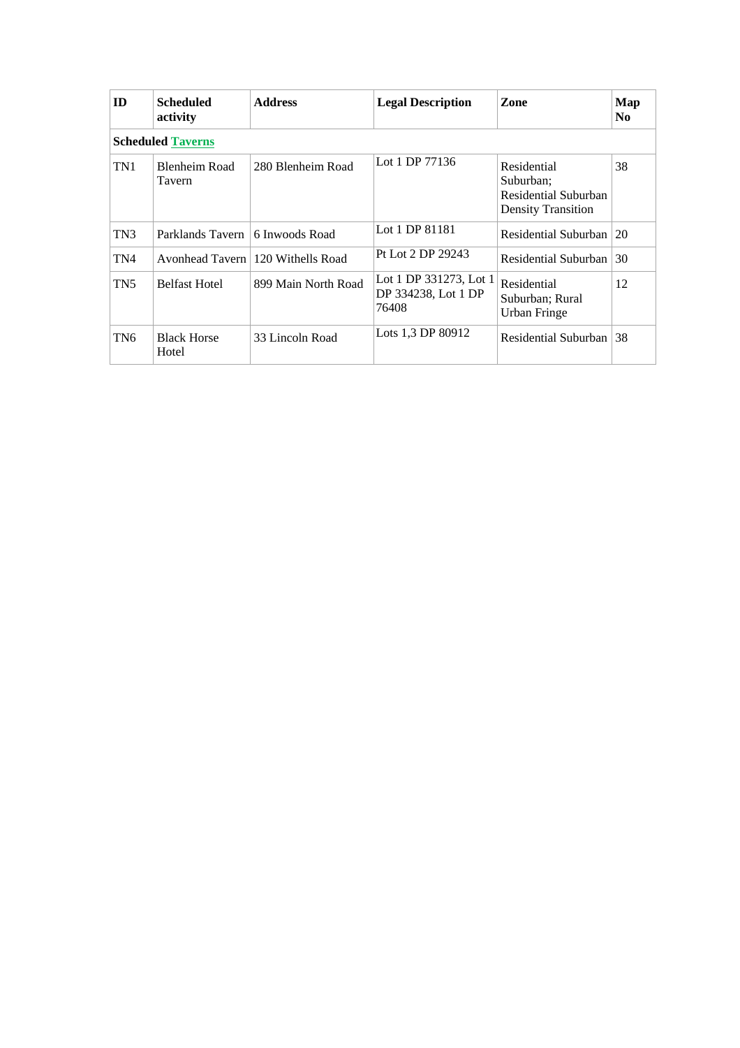| ID | Scheduled activity | Address | Legal Description | Zone | Map No |
|---|---|---|---|---|---|
| **Scheduled Taverns** | | | | | |
| TN1 | Blenheim Road Tavern | 280 Blenheim Road | Lot 1 DP 77136 | Residential Suburban; Residential Suburban Density Transition | 38 |
| TN3 | Parklands Tavern | 6 Inwoods Road | Lot 1 DP 81181 | Residential Suburban | 20 |
| TN4 | Avonhead Tavern | 120 Withells Road | Pt Lot 2 DP 29243 | Residential Suburban | 30 |
| TN5 | Belfast Hotel | 899 Main North Road | Lot 1 DP 331273, Lot 1 DP 334238, Lot 1 DP 76408 | Residential Suburban; Rural Urban Fringe | 12 |
| TN6 | Black Horse Hotel | 33 Lincoln Road | Lots 1,3 DP 80912 | Residential Suburban | 38 |